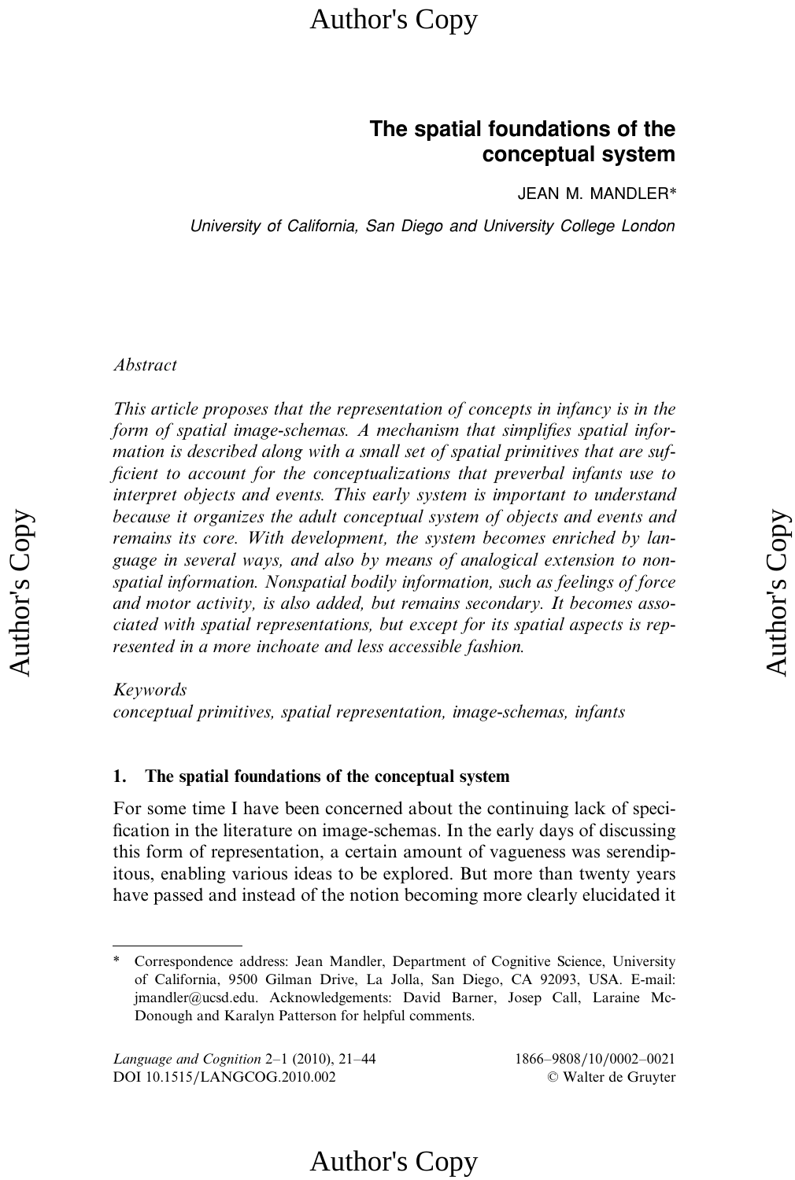# The spatial foundations of the conceptual system

JEAN M. MANDLER*

*University of California, San Diego and University College London*

*Abstract*

*This article proposes that the representation of concepts in infancy is in the form of spatial image-schemas. A mechanism that simplifies spatial information is described along with a small set of spatial primitives that are sufficient to account for the conceptualizations that preverbal infants use to interpret objects and events. This early system is important to understand because it organizes the adult conceptual system of objects and events and remains its core. With development, the system becomes enriched by language in several ways, and also by means of analogical extension to nonspatial information. Nonspatial bodily information, such as feelings of force and motor activity, is also added, but remains secondary. It becomes associated with spatial representations, but except for its spatial aspects is represented in a more inchoate and less accessible fashion.*

*Keywords*
*conceptual primitives, spatial representation, image-schemas, infants*

## 1. The spatial foundations of the conceptual system

For some time I have been concerned about the continuing lack of specification in the literature on image-schemas. In the early days of discussing this form of representation, a certain amount of vagueness was serendipitous, enabling various ideas to be explored. But more than twenty years have passed and instead of the notion becoming more clearly elucidated it

---

* Correspondence address: Jean Mandler, Department of Cognitive Science, University of California, 9500 Gilman Drive, La Jolla, San Diego, CA 92093, USA. E-mail: jmandler@ucsd.edu. Acknowledgements: David Barner, Josep Call, Laraine McDonough and Karalyn Patterson for helpful comments.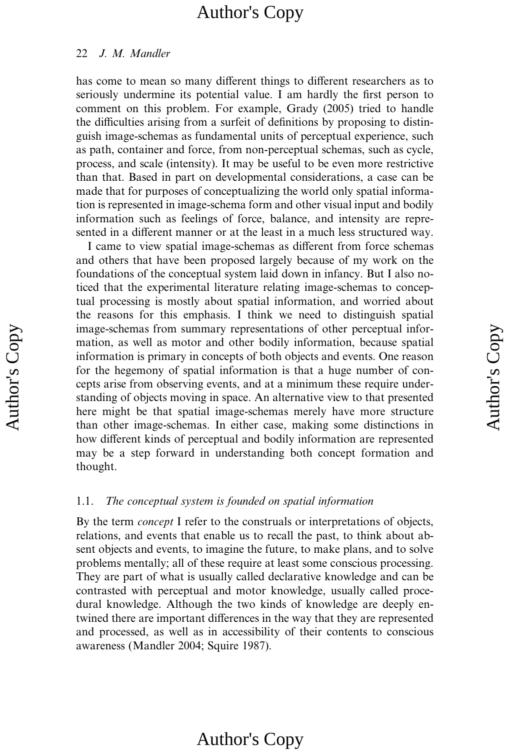has come to mean so many different things to different researchers as to seriously undermine its potential value. I am hardly the first person to comment on this problem. For example, Grady (2005) tried to handle the difficulties arising from a surfeit of definitions by proposing to distinguish image-schemas as fundamental units of perceptual experience, such as path, container and force, from non-perceptual schemas, such as cycle, process, and scale (intensity). It may be useful to be even more restrictive than that. Based in part on developmental considerations, a case can be made that for purposes of conceptualizing the world only spatial information is represented in image-schema form and other visual input and bodily information such as feelings of force, balance, and intensity are represented in a different manner or at the least in a much less structured way.

I came to view spatial image-schemas as different from force schemas and others that have been proposed largely because of my work on the foundations of the conceptual system laid down in infancy. But I also noticed that the experimental literature relating image-schemas to conceptual processing is mostly about spatial information, and worried about the reasons for this emphasis. I think we need to distinguish spatial image-schemas from summary representations of other perceptual information, as well as motor and other bodily information, because spatial information is primary in concepts of both objects and events. One reason for the hegemony of spatial information is that a huge number of concepts arise from observing events, and at a minimum these require understanding of objects moving in space. An alternative view to that presented here might be that spatial image-schemas merely have more structure than other image-schemas. In either case, making some distinctions in how different kinds of perceptual and bodily information are represented may be a step forward in understanding both concept formation and thought.

### 1.1. *The conceptual system is founded on spatial information*

By the term *concept* I refer to the construals or interpretations of objects, relations, and events that enable us to recall the past, to think about absent objects and events, to imagine the future, to make plans, and to solve problems mentally; all of these require at least some conscious processing. They are part of what is usually called declarative knowledge and can be contrasted with perceptual and motor knowledge, usually called procedural knowledge. Although the two kinds of knowledge are deeply entwined there are important differences in the way that they are represented and processed, as well as in accessibility of their contents to conscious awareness (Mandler 2004; Squire 1987).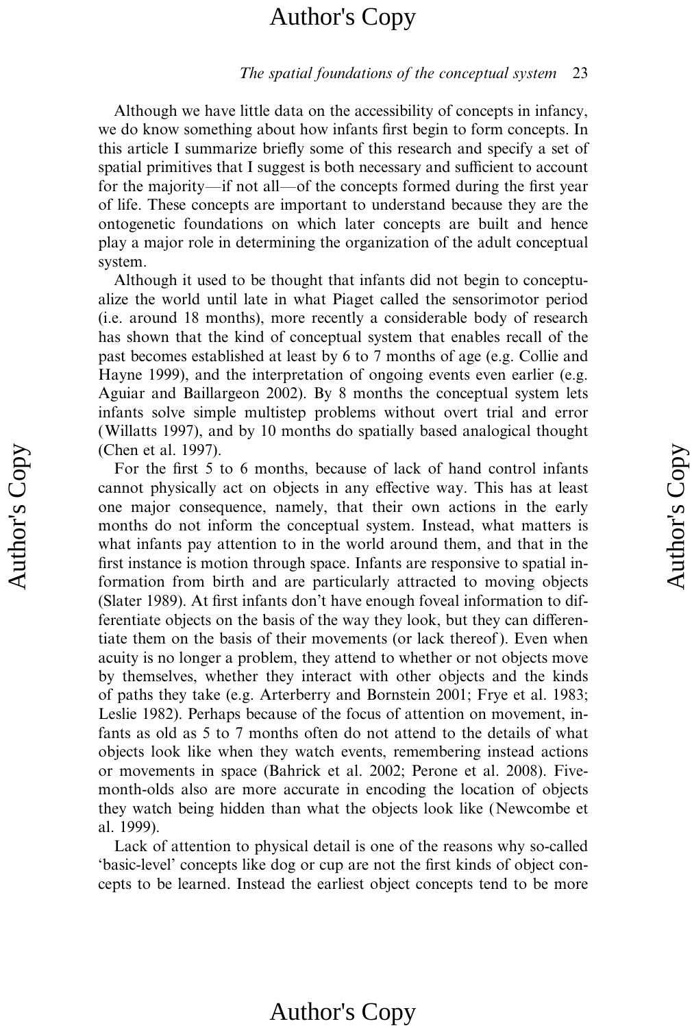Although we have little data on the accessibility of concepts in infancy, we do know something about how infants first begin to form concepts. In this article I summarize briefly some of this research and specify a set of spatial primitives that I suggest is both necessary and sufficient to account for the majority—if not all—of the concepts formed during the first year of life. These concepts are important to understand because they are the ontogenetic foundations on which later concepts are built and hence play a major role in determining the organization of the adult conceptual system.

Although it used to be thought that infants did not begin to conceptualize the world until late in what Piaget called the sensorimotor period (i.e. around 18 months), more recently a considerable body of research has shown that the kind of conceptual system that enables recall of the past becomes established at least by 6 to 7 months of age (e.g. Collie and Hayne 1999), and the interpretation of ongoing events even earlier (e.g. Aguiar and Baillargeon 2002). By 8 months the conceptual system lets infants solve simple multistep problems without overt trial and error (Willatts 1997), and by 10 months do spatially based analogical thought (Chen et al. 1997).

For the first 5 to 6 months, because of lack of hand control infants cannot physically act on objects in any effective way. This has at least one major consequence, namely, that their own actions in the early months do not inform the conceptual system. Instead, what matters is what infants pay attention to in the world around them, and that in the first instance is motion through space. Infants are responsive to spatial information from birth and are particularly attracted to moving objects (Slater 1989). At first infants don't have enough foveal information to differentiate objects on the basis of the way they look, but they can differentiate them on the basis of their movements (or lack thereof). Even when acuity is no longer a problem, they attend to whether or not objects move by themselves, whether they interact with other objects and the kinds of paths they take (e.g. Arterberry and Bornstein 2001; Frye et al. 1983; Leslie 1982). Perhaps because of the focus of attention on movement, infants as old as 5 to 7 months often do not attend to the details of what objects look like when they watch events, remembering instead actions or movements in space (Bahrick et al. 2002; Perone et al. 2008). Five-month-olds also are more accurate in encoding the location of objects they watch being hidden than what the objects look like (Newcombe et al. 1999).

Lack of attention to physical detail is one of the reasons why so-called 'basic-level' concepts like dog or cup are not the first kinds of object concepts to be learned. Instead the earliest object concepts tend to be more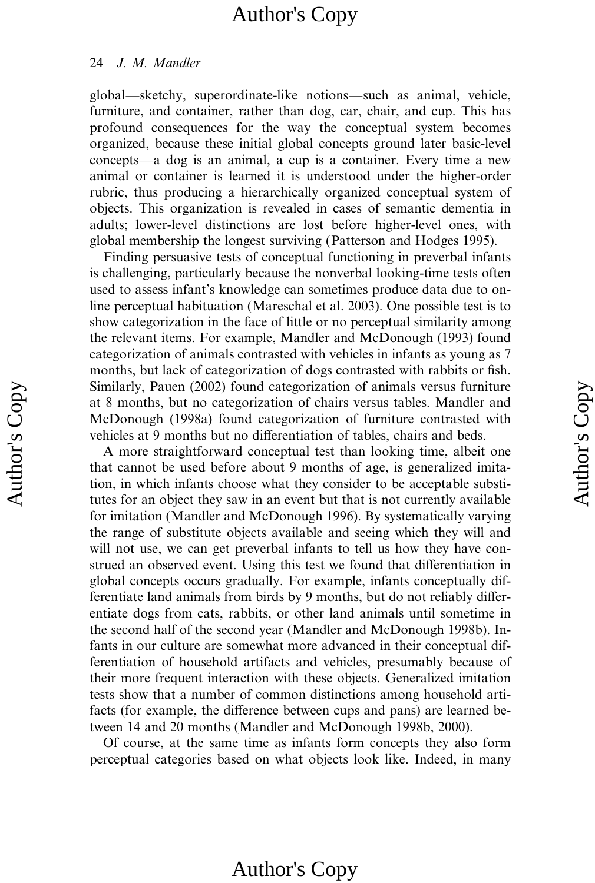global—sketchy, superordinate-like notions—such as animal, vehicle, furniture, and container, rather than dog, car, chair, and cup. This has profound consequences for the way the conceptual system becomes organized, because these initial global concepts ground later basic-level concepts—a dog is an animal, a cup is a container. Every time a new animal or container is learned it is understood under the higher-order rubric, thus producing a hierarchically organized conceptual system of objects. This organization is revealed in cases of semantic dementia in adults; lower-level distinctions are lost before higher-level ones, with global membership the longest surviving (Patterson and Hodges 1995).

Finding persuasive tests of conceptual functioning in preverbal infants is challenging, particularly because the nonverbal looking-time tests often used to assess infant's knowledge can sometimes produce data due to online perceptual habituation (Mareschal et al. 2003). One possible test is to show categorization in the face of little or no perceptual similarity among the relevant items. For example, Mandler and McDonough (1993) found categorization of animals contrasted with vehicles in infants as young as 7 months, but lack of categorization of dogs contrasted with rabbits or fish. Similarly, Pauen (2002) found categorization of animals versus furniture at 8 months, but no categorization of chairs versus tables. Mandler and McDonough (1998a) found categorization of furniture contrasted with vehicles at 9 months but no differentiation of tables, chairs and beds.

A more straightforward conceptual test than looking time, albeit one that cannot be used before about 9 months of age, is generalized imitation, in which infants choose what they consider to be acceptable substitutes for an object they saw in an event but that is not currently available for imitation (Mandler and McDonough 1996). By systematically varying the range of substitute objects available and seeing which they will and will not use, we can get preverbal infants to tell us how they have construed an observed event. Using this test we found that differentiation in global concepts occurs gradually. For example, infants conceptually differentiate land animals from birds by 9 months, but do not reliably differentiate dogs from cats, rabbits, or other land animals until sometime in the second half of the second year (Mandler and McDonough 1998b). Infants in our culture are somewhat more advanced in their conceptual differentiation of household artifacts and vehicles, presumably because of their more frequent interaction with these objects. Generalized imitation tests show that a number of common distinctions among household artifacts (for example, the difference between cups and pans) are learned between 14 and 20 months (Mandler and McDonough 1998b, 2000).

Of course, at the same time as infants form concepts they also form perceptual categories based on what objects look like. Indeed, in many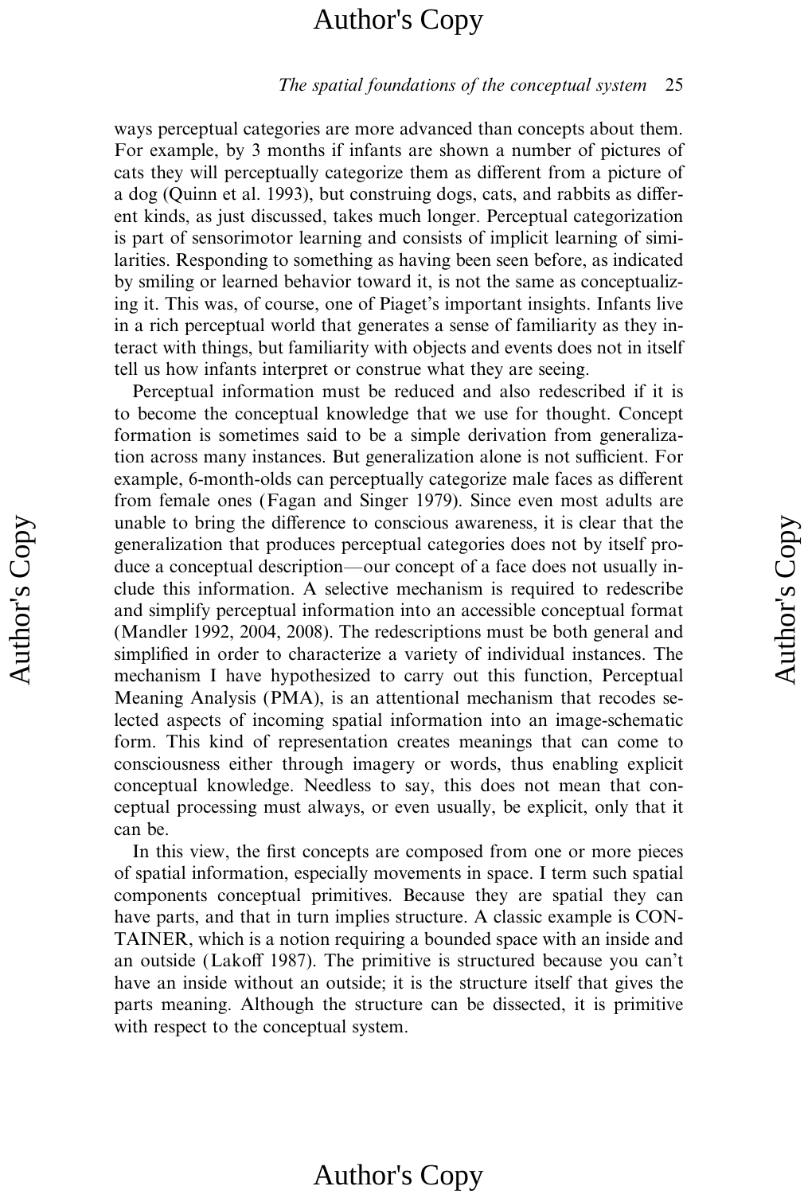ways perceptual categories are more advanced than concepts about them. For example, by 3 months if infants are shown a number of pictures of cats they will perceptually categorize them as different from a picture of a dog (Quinn et al. 1993), but construing dogs, cats, and rabbits as different kinds, as just discussed, takes much longer. Perceptual categorization is part of sensorimotor learning and consists of implicit learning of similarities. Responding to something as having been seen before, as indicated by smiling or learned behavior toward it, is not the same as conceptualizing it. This was, of course, one of Piaget's important insights. Infants live in a rich perceptual world that generates a sense of familiarity as they interact with things, but familiarity with objects and events does not in itself tell us how infants interpret or construe what they are seeing.

Perceptual information must be reduced and also redescribed if it is to become the conceptual knowledge that we use for thought. Concept formation is sometimes said to be a simple derivation from generalization across many instances. But generalization alone is not sufficient. For example, 6-month-olds can perceptually categorize male faces as different from female ones (Fagan and Singer 1979). Since even most adults are unable to bring the difference to conscious awareness, it is clear that the generalization that produces perceptual categories does not by itself produce a conceptual description—our concept of a face does not usually include this information. A selective mechanism is required to redescribe and simplify perceptual information into an accessible conceptual format (Mandler 1992, 2004, 2008). The redescriptions must be both general and simplified in order to characterize a variety of individual instances. The mechanism I have hypothesized to carry out this function, Perceptual Meaning Analysis (PMA), is an attentional mechanism that recodes selected aspects of incoming spatial information into an image-schematic form. This kind of representation creates meanings that can come to consciousness either through imagery or words, thus enabling explicit conceptual knowledge. Needless to say, this does not mean that conceptual processing must always, or even usually, be explicit, only that it can be.

In this view, the first concepts are composed from one or more pieces of spatial information, especially movements in space. I term such spatial components conceptual primitives. Because they are spatial they can have parts, and that in turn implies structure. A classic example is CONTAINER, which is a notion requiring a bounded space with an inside and an outside (Lakoff 1987). The primitive is structured because you can't have an inside without an outside; it is the structure itself that gives the parts meaning. Although the structure can be dissected, it is primitive with respect to the conceptual system.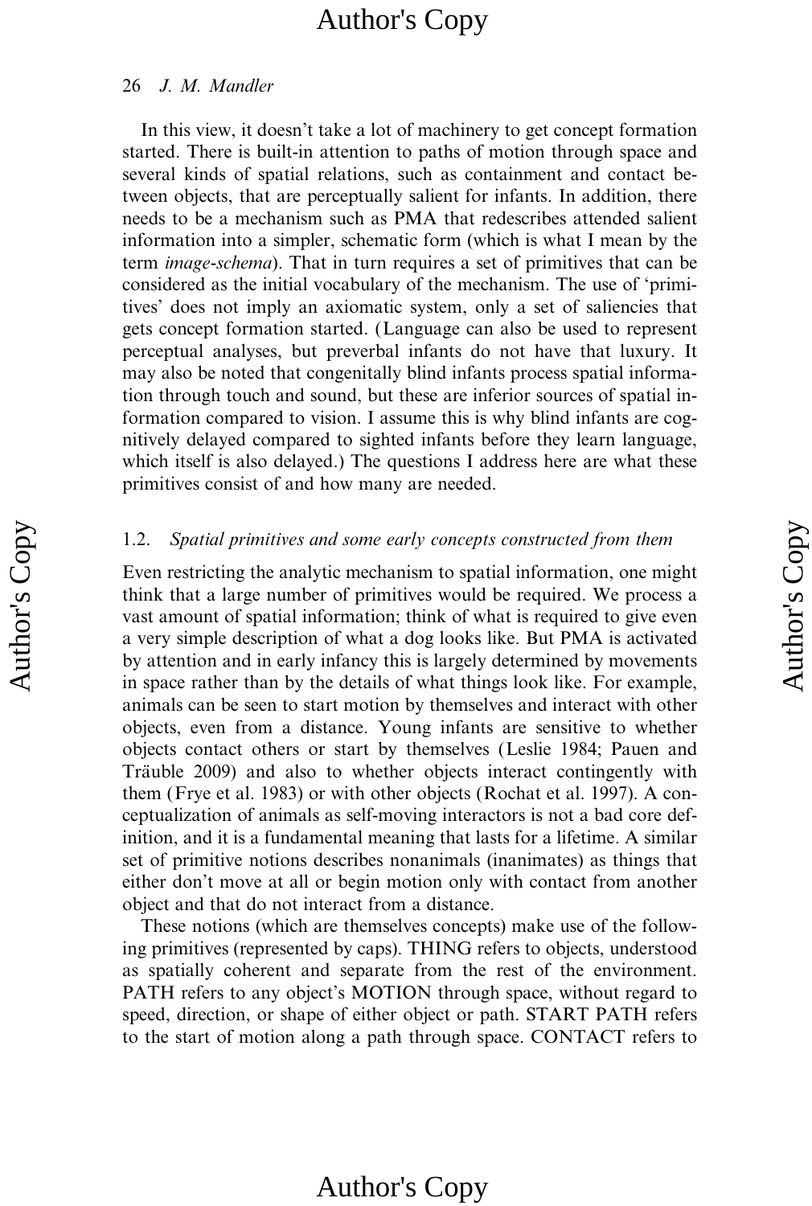In this view, it doesn't take a lot of machinery to get concept formation started. There is built-in attention to paths of motion through space and several kinds of spatial relations, such as containment and contact between objects, that are perceptually salient for infants. In addition, there needs to be a mechanism such as PMA that redescribes attended salient information into a simpler, schematic form (which is what I mean by the term *image-schema*). That in turn requires a set of primitives that can be considered as the initial vocabulary of the mechanism. The use of 'primitives' does not imply an axiomatic system, only a set of saliencies that gets concept formation started. (Language can also be used to represent perceptual analyses, but preverbal infants do not have that luxury. It may also be noted that congenitally blind infants process spatial information through touch and sound, but these are inferior sources of spatial information compared to vision. I assume this is why blind infants are cognitively delayed compared to sighted infants before they learn language, which itself is also delayed.) The questions I address here are what these primitives consist of and how many are needed.

## 1.2. *Spatial primitives and some early concepts constructed from them*

Even restricting the analytic mechanism to spatial information, one might think that a large number of primitives would be required. We process a vast amount of spatial information; think of what is required to give even a very simple description of what a dog looks like. But PMA is activated by attention and in early infancy this is largely determined by movements in space rather than by the details of what things look like. For example, animals can be seen to start motion by themselves and interact with other objects, even from a distance. Young infants are sensitive to whether objects contact others or start by themselves (Leslie 1984; Pauen and Träuble 2009) and also to whether objects interact contingently with them (Frye et al. 1983) or with other objects (Rochat et al. 1997). A conceptualization of animals as self-moving interactors is not a bad core definition, and it is a fundamental meaning that lasts for a lifetime. A similar set of primitive notions describes nonanimals (inanimates) as things that either don't move at all or begin motion only with contact from another object and that do not interact from a distance.

These notions (which are themselves concepts) make use of the following primitives (represented by caps). THING refers to objects, understood as spatially coherent and separate from the rest of the environment. PATH refers to any object's MOTION through space, without regard to speed, direction, or shape of either object or path. START PATH refers to the start of motion along a path through space. CONTACT refers to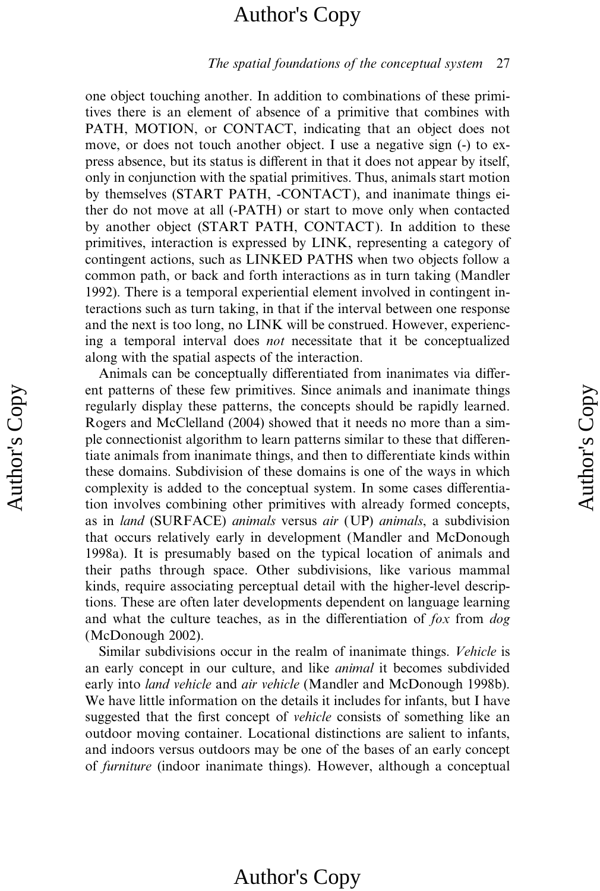one object touching another. In addition to combinations of these primitives there is an element of absence of a primitive that combines with PATH, MOTION, or CONTACT, indicating that an object does not move, or does not touch another object. I use a negative sign (-) to express absence, but its status is different in that it does not appear by itself, only in conjunction with the spatial primitives. Thus, animals start motion by themselves (START PATH, -CONTACT), and inanimate things either do not move at all (-PATH) or start to move only when contacted by another object (START PATH, CONTACT). In addition to these primitives, interaction is expressed by LINK, representing a category of contingent actions, such as LINKED PATHS when two objects follow a common path, or back and forth interactions as in turn taking (Mandler 1992). There is a temporal experiential element involved in contingent interactions such as turn taking, in that if the interval between one response and the next is too long, no LINK will be construed. However, experiencing a temporal interval does *not* necessitate that it be conceptualized along with the spatial aspects of the interaction.

Animals can be conceptually differentiated from inanimates via different patterns of these few primitives. Since animals and inanimate things regularly display these patterns, the concepts should be rapidly learned. Rogers and McClelland (2004) showed that it needs no more than a simple connectionist algorithm to learn patterns similar to these that differentiate animals from inanimate things, and then to differentiate kinds within these domains. Subdivision of these domains is one of the ways in which complexity is added to the conceptual system. In some cases differentiation involves combining other primitives with already formed concepts, as in *land* (SURFACE) *animals* versus *air* (UP) *animals*, a subdivision that occurs relatively early in development (Mandler and McDonough 1998a). It is presumably based on the typical location of animals and their paths through space. Other subdivisions, like various mammal kinds, require associating perceptual detail with the higher-level descriptions. These are often later developments dependent on language learning and what the culture teaches, as in the differentiation of *fox* from *dog* (McDonough 2002).

Similar subdivisions occur in the realm of inanimate things. *Vehicle* is an early concept in our culture, and like *animal* it becomes subdivided early into *land vehicle* and *air vehicle* (Mandler and McDonough 1998b). We have little information on the details it includes for infants, but I have suggested that the first concept of *vehicle* consists of something like an outdoor moving container. Locational distinctions are salient to infants, and indoors versus outdoors may be one of the bases of an early concept of *furniture* (indoor inanimate things). However, although a conceptual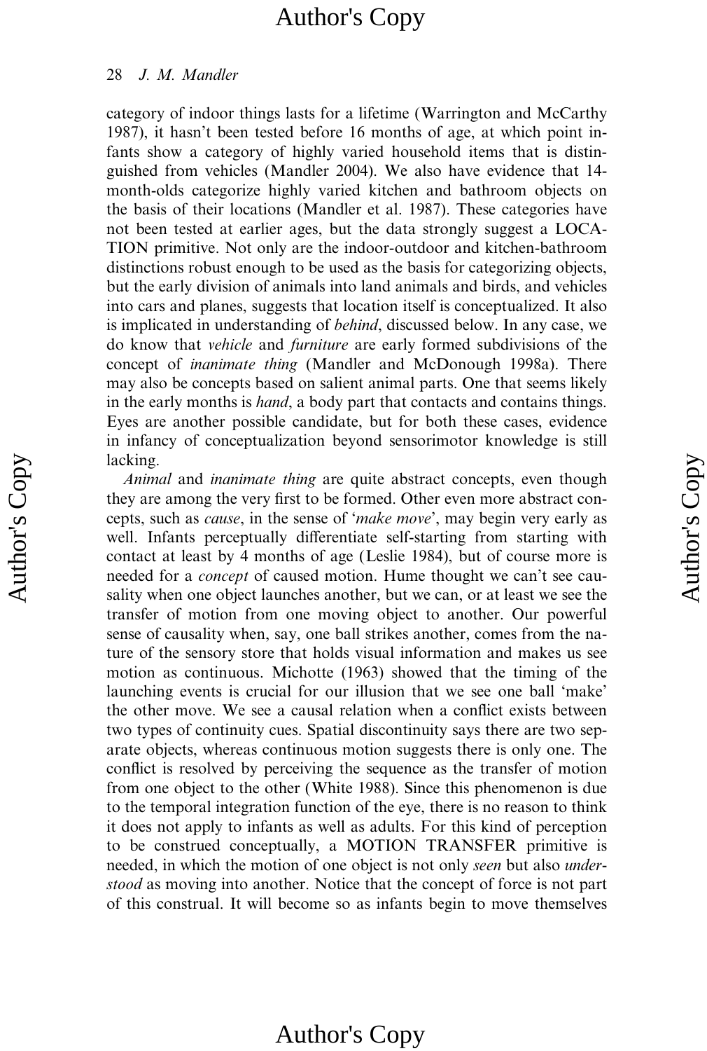category of indoor things lasts for a lifetime (Warrington and McCarthy 1987), it hasn't been tested before 16 months of age, at which point infants show a category of highly varied household items that is distinguished from vehicles (Mandler 2004). We also have evidence that 14-month-olds categorize highly varied kitchen and bathroom objects on the basis of their locations (Mandler et al. 1987). These categories have not been tested at earlier ages, but the data strongly suggest a LOCATION primitive. Not only are the indoor-outdoor and kitchen-bathroom distinctions robust enough to be used as the basis for categorizing objects, but the early division of animals into land animals and birds, and vehicles into cars and planes, suggests that location itself is conceptualized. It also is implicated in understanding of *behind*, discussed below. In any case, we do know that *vehicle* and *furniture* are early formed subdivisions of the concept of *inanimate thing* (Mandler and McDonough 1998a). There may also be concepts based on salient animal parts. One that seems likely in the early months is *hand*, a body part that contacts and contains things. Eyes are another possible candidate, but for both these cases, evidence in infancy of conceptualization beyond sensorimotor knowledge is still lacking.

*Animal* and *inanimate thing* are quite abstract concepts, even though they are among the very first to be formed. Other even more abstract concepts, such as *cause*, in the sense of '*make move*', may begin very early as well. Infants perceptually differentiate self-starting from starting with contact at least by 4 months of age (Leslie 1984), but of course more is needed for a *concept* of caused motion. Hume thought we can't see causality when one object launches another, but we can, or at least we see the transfer of motion from one moving object to another. Our powerful sense of causality when, say, one ball strikes another, comes from the nature of the sensory store that holds visual information and makes us see motion as continuous. Michotte (1963) showed that the timing of the launching events is crucial for our illusion that we see one ball 'make' the other move. We see a causal relation when a conflict exists between two types of continuity cues. Spatial discontinuity says there are two separate objects, whereas continuous motion suggests there is only one. The conflict is resolved by perceiving the sequence as the transfer of motion from one object to the other (White 1988). Since this phenomenon is due to the temporal integration function of the eye, there is no reason to think it does not apply to infants as well as adults. For this kind of perception to be construed conceptually, a MOTION TRANSFER primitive is needed, in which the motion of one object is not only *seen* but also *understood* as moving into another. Notice that the concept of force is not part of this construal. It will become so as infants begin to move themselves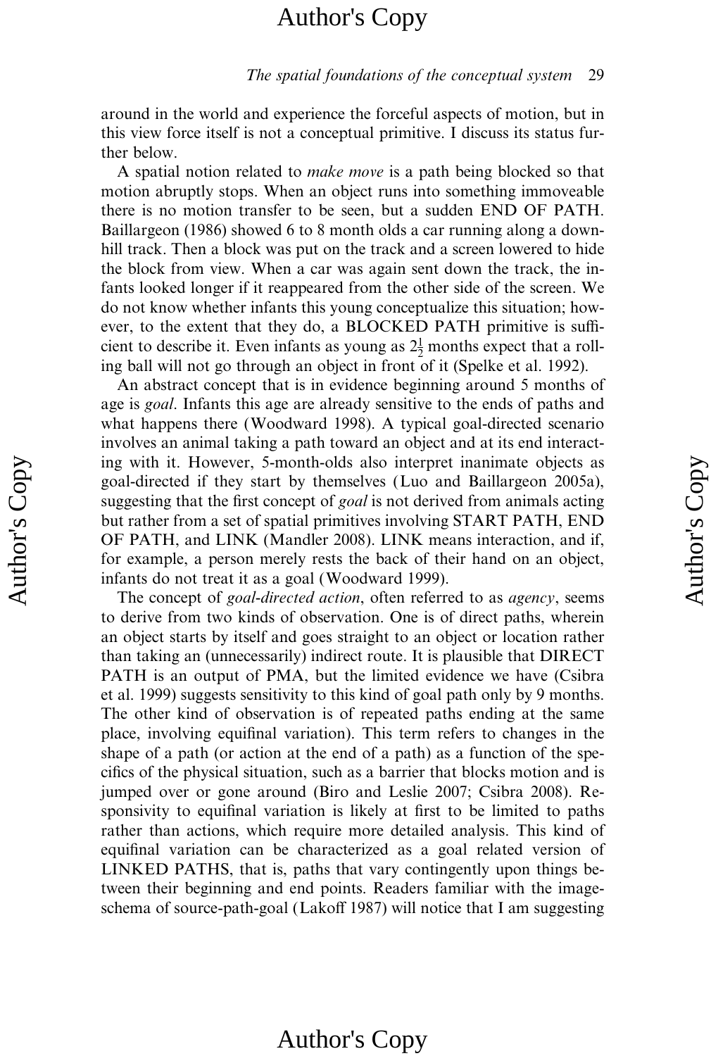around in the world and experience the forceful aspects of motion, but in this view force itself is not a conceptual primitive. I discuss its status further below.

A spatial notion related to *make move* is a path being blocked so that motion abruptly stops. When an object runs into something immoveable there is no motion transfer to be seen, but a sudden END OF PATH. Baillargeon (1986) showed 6 to 8 month olds a car running along a downhill track. Then a block was put on the track and a screen lowered to hide the block from view. When a car was again sent down the track, the infants looked longer if it reappeared from the other side of the screen. We do not know whether infants this young conceptualize this situation; however, to the extent that they do, a BLOCKED PATH primitive is sufficient to describe it. Even infants as young as $2\frac{1}{2}$ months expect that a rolling ball will not go through an object in front of it (Spelke et al. 1992).

An abstract concept that is in evidence beginning around 5 months of age is *goal*. Infants this age are already sensitive to the ends of paths and what happens there (Woodward 1998). A typical goal-directed scenario involves an animal taking a path toward an object and at its end interacting with it. However, 5-month-olds also interpret inanimate objects as goal-directed if they start by themselves (Luo and Baillargeon 2005a), suggesting that the first concept of *goal* is not derived from animals acting but rather from a set of spatial primitives involving START PATH, END OF PATH, and LINK (Mandler 2008). LINK means interaction, and if, for example, a person merely rests the back of their hand on an object, infants do not treat it as a goal (Woodward 1999).

The concept of *goal-directed action*, often referred to as *agency*, seems to derive from two kinds of observation. One is of direct paths, wherein an object starts by itself and goes straight to an object or location rather than taking an (unnecessarily) indirect route. It is plausible that DIRECT PATH is an output of PMA, but the limited evidence we have (Csibra et al. 1999) suggests sensitivity to this kind of goal path only by 9 months. The other kind of observation is of repeated paths ending at the same place, involving equifinal variation). This term refers to changes in the shape of a path (or action at the end of a path) as a function of the specifics of the physical situation, such as a barrier that blocks motion and is jumped over or gone around (Biro and Leslie 2007; Csibra 2008). Responsivity to equifinal variation is likely at first to be limited to paths rather than actions, which require more detailed analysis. This kind of equifinal variation can be characterized as a goal related version of LINKED PATHS, that is, paths that vary contingently upon things between their beginning and end points. Readers familiar with the image-schema of source-path-goal (Lakoff 1987) will notice that I am suggesting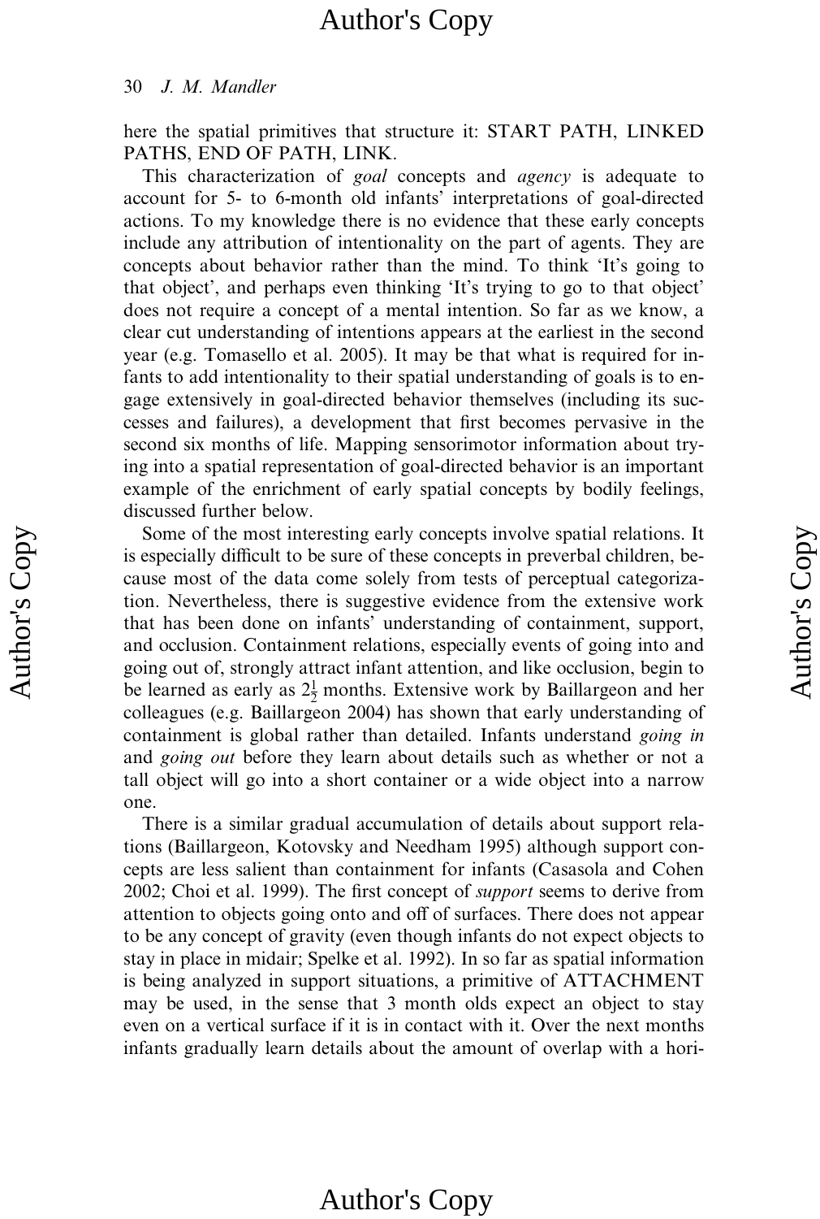here the spatial primitives that structure it: START PATH, LINKED PATHS, END OF PATH, LINK.

This characterization of *goal* concepts and *agency* is adequate to account for 5- to 6-month old infants' interpretations of goal-directed actions. To my knowledge there is no evidence that these early concepts include any attribution of intentionality on the part of agents. They are concepts about behavior rather than the mind. To think 'It's going to that object', and perhaps even thinking 'It's trying to go to that object' does not require a concept of a mental intention. So far as we know, a clear cut understanding of intentions appears at the earliest in the second year (e.g. Tomasello et al. 2005). It may be that what is required for infants to add intentionality to their spatial understanding of goals is to engage extensively in goal-directed behavior themselves (including its successes and failures), a development that first becomes pervasive in the second six months of life. Mapping sensorimotor information about trying into a spatial representation of goal-directed behavior is an important example of the enrichment of early spatial concepts by bodily feelings, discussed further below.

Some of the most interesting early concepts involve spatial relations. It is especially difficult to be sure of these concepts in preverbal children, because most of the data come solely from tests of perceptual categorization. Nevertheless, there is suggestive evidence from the extensive work that has been done on infants' understanding of containment, support, and occlusion. Containment relations, especially events of going into and going out of, strongly attract infant attention, and like occlusion, begin to be learned as early as $2\frac{1}{2}$ months. Extensive work by Baillargeon and her colleagues (e.g. Baillargeon 2004) has shown that early understanding of containment is global rather than detailed. Infants understand *going in* and *going out* before they learn about details such as whether or not a tall object will go into a short container or a wide object into a narrow one.

There is a similar gradual accumulation of details about support relations (Baillargeon, Kotovsky and Needham 1995) although support concepts are less salient than containment for infants (Casasola and Cohen 2002; Choi et al. 1999). The first concept of *support* seems to derive from attention to objects going onto and off of surfaces. There does not appear to be any concept of gravity (even though infants do not expect objects to stay in place in midair; Spelke et al. 1992). In so far as spatial information is being analyzed in support situations, a primitive of ATTACHMENT may be used, in the sense that 3 month olds expect an object to stay even on a vertical surface if it is in contact with it. Over the next months infants gradually learn details about the amount of overlap with a hori-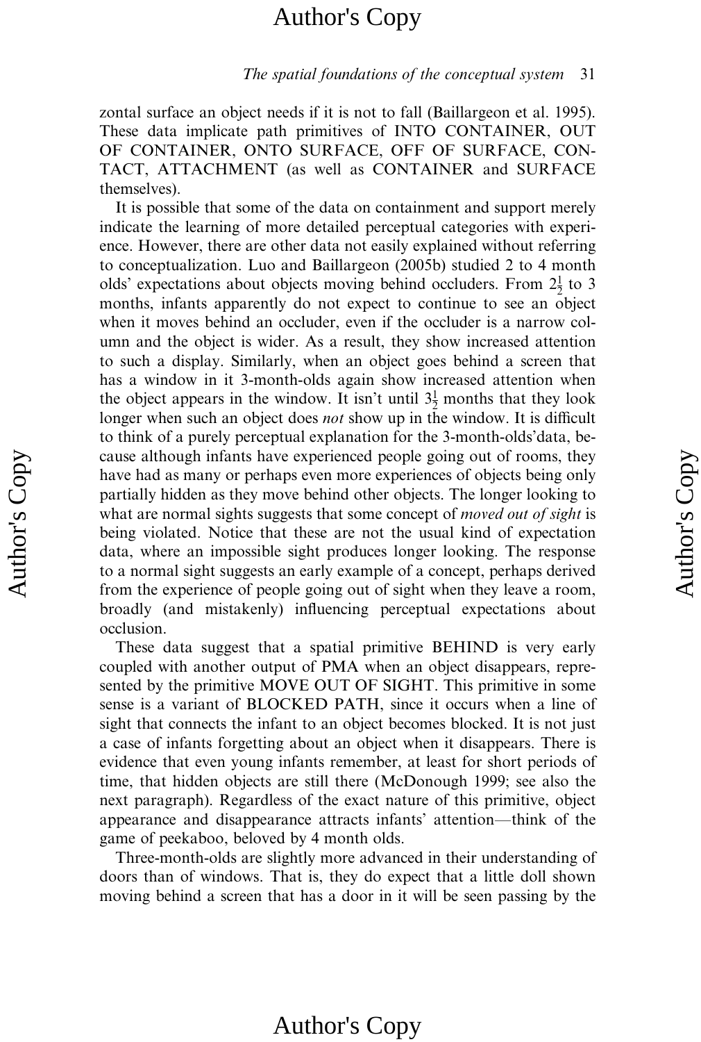zontal surface an object needs if it is not to fall (Baillargeon et al. 1995). These data implicate path primitives of INTO CONTAINER, OUT OF CONTAINER, ONTO SURFACE, OFF OF SURFACE, CONTACT, ATTACHMENT (as well as CONTAINER and SURFACE themselves).

It is possible that some of the data on containment and support merely indicate the learning of more detailed perceptual categories with experience. However, there are other data not easily explained without referring to conceptualization. Luo and Baillargeon (2005b) studied 2 to 4 month olds' expectations about objects moving behind occluders. From $2\frac{1}{2}$ to 3 months, infants apparently do not expect to continue to see an object when it moves behind an occluder, even if the occluder is a narrow column and the object is wider. As a result, they show increased attention to such a display. Similarly, when an object goes behind a screen that has a window in it 3-month-olds again show increased attention when the object appears in the window. It isn't until $3\frac{1}{2}$ months that they look longer when such an object does *not* show up in the window. It is difficult to think of a purely perceptual explanation for the 3-month-olds'data, because although infants have experienced people going out of rooms, they have had as many or perhaps even more experiences of objects being only partially hidden as they move behind other objects. The longer looking to what are normal sights suggests that some concept of *moved out of sight* is being violated. Notice that these are not the usual kind of expectation data, where an impossible sight produces longer looking. The response to a normal sight suggests an early example of a concept, perhaps derived from the experience of people going out of sight when they leave a room, broadly (and mistakenly) influencing perceptual expectations about occlusion.

These data suggest that a spatial primitive BEHIND is very early coupled with another output of PMA when an object disappears, represented by the primitive MOVE OUT OF SIGHT. This primitive in some sense is a variant of BLOCKED PATH, since it occurs when a line of sight that connects the infant to an object becomes blocked. It is not just a case of infants forgetting about an object when it disappears. There is evidence that even young infants remember, at least for short periods of time, that hidden objects are still there (McDonough 1999; see also the next paragraph). Regardless of the exact nature of this primitive, object appearance and disappearance attracts infants' attention—think of the game of peekaboo, beloved by 4 month olds.

Three-month-olds are slightly more advanced in their understanding of doors than of windows. That is, they do expect that a little doll shown moving behind a screen that has a door in it will be seen passing by the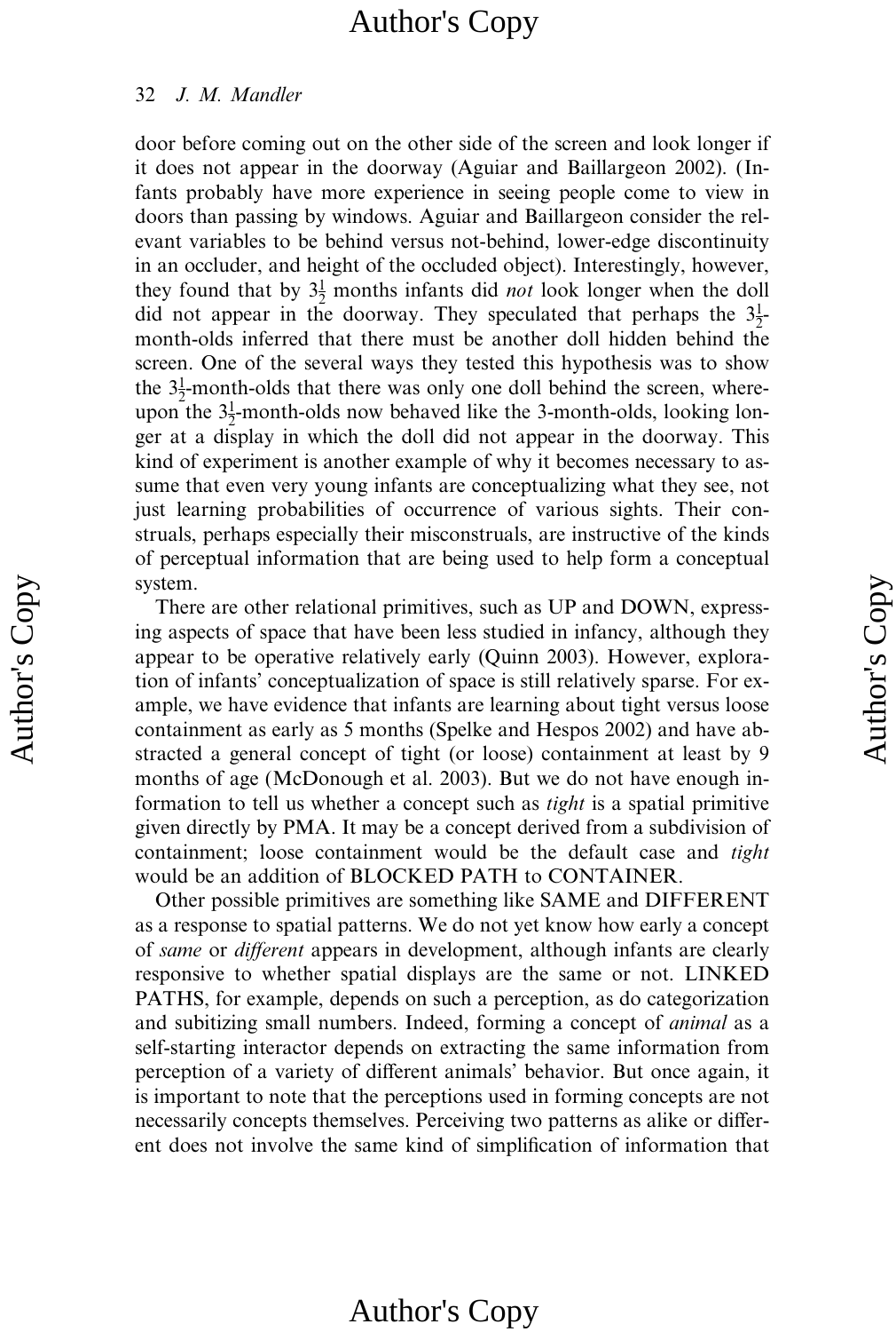door before coming out on the other side of the screen and look longer if it does not appear in the doorway (Aguiar and Baillargeon 2002). (Infants probably have more experience in seeing people come to view in doors than passing by windows. Aguiar and Baillargeon consider the relevant variables to be behind versus not-behind, lower-edge discontinuity in an occluder, and height of the occluded object). Interestingly, however, they found that by $3\frac{1}{2}$ months infants did *not* look longer when the doll did not appear in the doorway. They speculated that perhaps the $3\frac{1}{2}$-month-olds inferred that there must be another doll hidden behind the screen. One of the several ways they tested this hypothesis was to show the $3\frac{1}{2}$-month-olds that there was only one doll behind the screen, whereupon the $3\frac{1}{2}$-month-olds now behaved like the 3-month-olds, looking longer at a display in which the doll did not appear in the doorway. This kind of experiment is another example of why it becomes necessary to assume that even very young infants are conceptualizing what they see, not just learning probabilities of occurrence of various sights. Their construals, perhaps especially their misconstruals, are instructive of the kinds of perceptual information that are being used to help form a conceptual system.

There are other relational primitives, such as UP and DOWN, expressing aspects of space that have been less studied in infancy, although they appear to be operative relatively early (Quinn 2003). However, exploration of infants' conceptualization of space is still relatively sparse. For example, we have evidence that infants are learning about tight versus loose containment as early as 5 months (Spelke and Hespos 2002) and have abstracted a general concept of tight (or loose) containment at least by 9 months of age (McDonough et al. 2003). But we do not have enough information to tell us whether a concept such as *tight* is a spatial primitive given directly by PMA. It may be a concept derived from a subdivision of containment; loose containment would be the default case and *tight* would be an addition of BLOCKED PATH to CONTAINER.

Other possible primitives are something like SAME and DIFFERENT as a response to spatial patterns. We do not yet know how early a concept of *same* or *different* appears in development, although infants are clearly responsive to whether spatial displays are the same or not. LINKED PATHS, for example, depends on such a perception, as do categorization and subitizing small numbers. Indeed, forming a concept of *animal* as a self-starting interactor depends on extracting the same information from perception of a variety of different animals' behavior. But once again, it is important to note that the perceptions used in forming concepts are not necessarily concepts themselves. Perceiving two patterns as alike or different does not involve the same kind of simplification of information that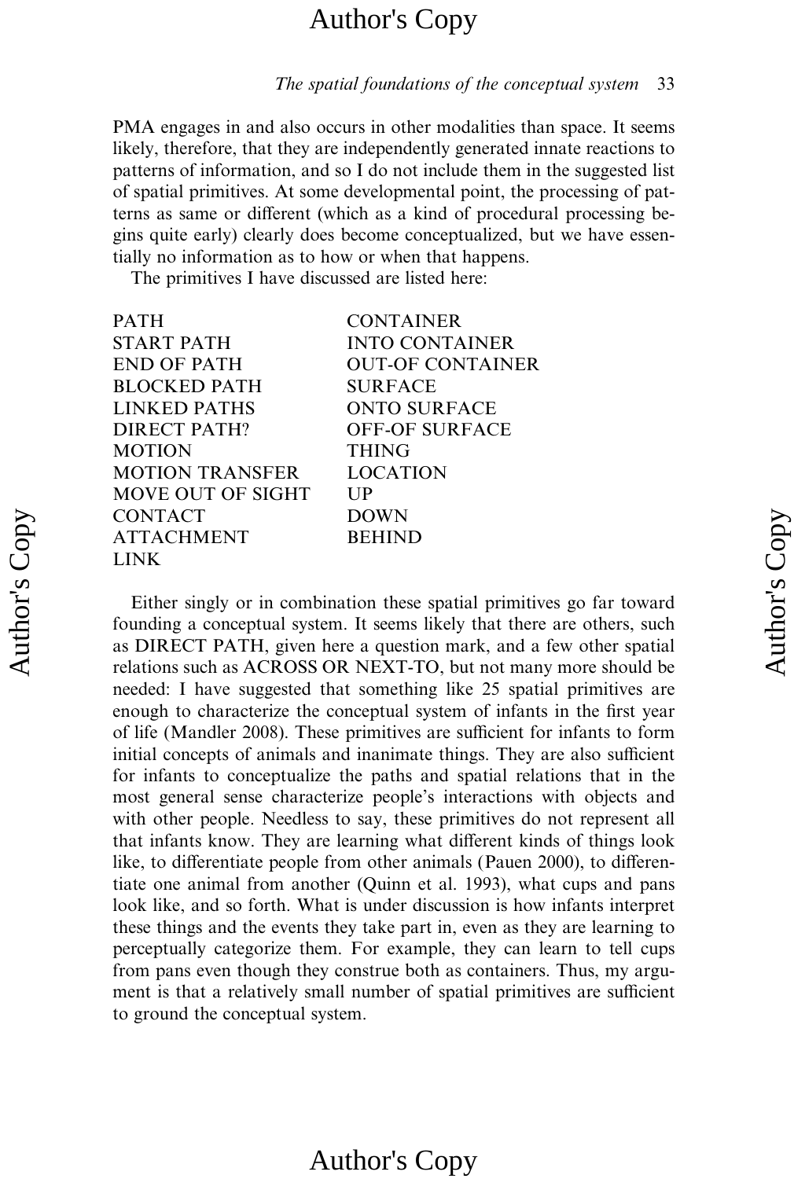PMA engages in and also occurs in other modalities than space. It seems likely, therefore, that they are independently generated innate reactions to patterns of information, and so I do not include them in the suggested list of spatial primitives. At some developmental point, the processing of patterns as same or different (which as a kind of procedural processing begins quite early) clearly does become conceptualized, but we have essentially no information as to how or when that happens.

The primitives I have discussed are listed here:

| | |
|---|---|
| PATH | CONTAINER |
| START PATH | INTO CONTAINER |
| END OF PATH | OUT-OF CONTAINER |
| BLOCKED PATH | SURFACE |
| LINKED PATHS | ONTO SURFACE |
| DIRECT PATH? | OFF-OF SURFACE |
| MOTION | THING |
| MOTION TRANSFER | LOCATION |
| MOVE OUT OF SIGHT | UP |
| CONTACT | DOWN |
| ATTACHMENT | BEHIND |
| LINK | |

Either singly or in combination these spatial primitives go far toward founding a conceptual system. It seems likely that there are others, such as DIRECT PATH, given here a question mark, and a few other spatial relations such as ACROSS OR NEXT-TO, but not many more should be needed: I have suggested that something like 25 spatial primitives are enough to characterize the conceptual system of infants in the first year of life (Mandler 2008). These primitives are sufficient for infants to form initial concepts of animals and inanimate things. They are also sufficient for infants to conceptualize the paths and spatial relations that in the most general sense characterize people's interactions with objects and with other people. Needless to say, these primitives do not represent all that infants know. They are learning what different kinds of things look like, to differentiate people from other animals (Pauen 2000), to differentiate one animal from another (Quinn et al. 1993), what cups and pans look like, and so forth. What is under discussion is how infants interpret these things and the events they take part in, even as they are learning to perceptually categorize them. For example, they can learn to tell cups from pans even though they construe both as containers. Thus, my argument is that a relatively small number of spatial primitives are sufficient to ground the conceptual system.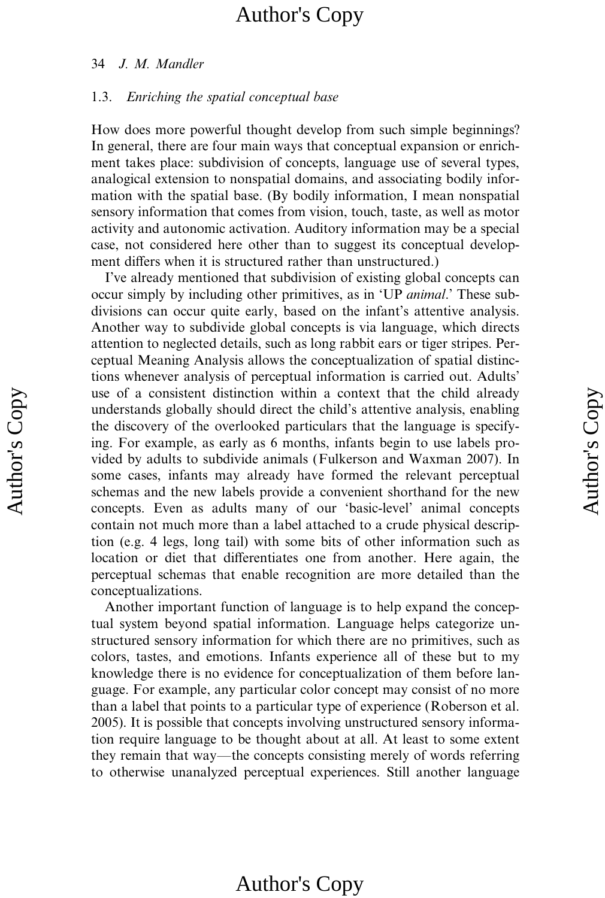### 1.3. *Enriching the spatial conceptual base*

How does more powerful thought develop from such simple beginnings? In general, there are four main ways that conceptual expansion or enrichment takes place: subdivision of concepts, language use of several types, analogical extension to nonspatial domains, and associating bodily information with the spatial base. (By bodily information, I mean nonspatial sensory information that comes from vision, touch, taste, as well as motor activity and autonomic activation. Auditory information may be a special case, not considered here other than to suggest its conceptual development differs when it is structured rather than unstructured.)

I've already mentioned that subdivision of existing global concepts can occur simply by including other primitives, as in 'UP *animal*.' These subdivisions can occur quite early, based on the infant's attentive analysis. Another way to subdivide global concepts is via language, which directs attention to neglected details, such as long rabbit ears or tiger stripes. Perceptual Meaning Analysis allows the conceptualization of spatial distinctions whenever analysis of perceptual information is carried out. Adults' use of a consistent distinction within a context that the child already understands globally should direct the child's attentive analysis, enabling the discovery of the overlooked particulars that the language is specifying. For example, as early as 6 months, infants begin to use labels provided by adults to subdivide animals (Fulkerson and Waxman 2007). In some cases, infants may already have formed the relevant perceptual schemas and the new labels provide a convenient shorthand for the new concepts. Even as adults many of our 'basic-level' animal concepts contain not much more than a label attached to a crude physical description (e.g. 4 legs, long tail) with some bits of other information such as location or diet that differentiates one from another. Here again, the perceptual schemas that enable recognition are more detailed than the conceptualizations.

Another important function of language is to help expand the conceptual system beyond spatial information. Language helps categorize unstructured sensory information for which there are no primitives, such as colors, tastes, and emotions. Infants experience all of these but to my knowledge there is no evidence for conceptualization of them before language. For example, any particular color concept may consist of no more than a label that points to a particular type of experience (Roberson et al. 2005). It is possible that concepts involving unstructured sensory information require language to be thought about at all. At least to some extent they remain that way—the concepts consisting merely of words referring to otherwise unanalyzed perceptual experiences. Still another language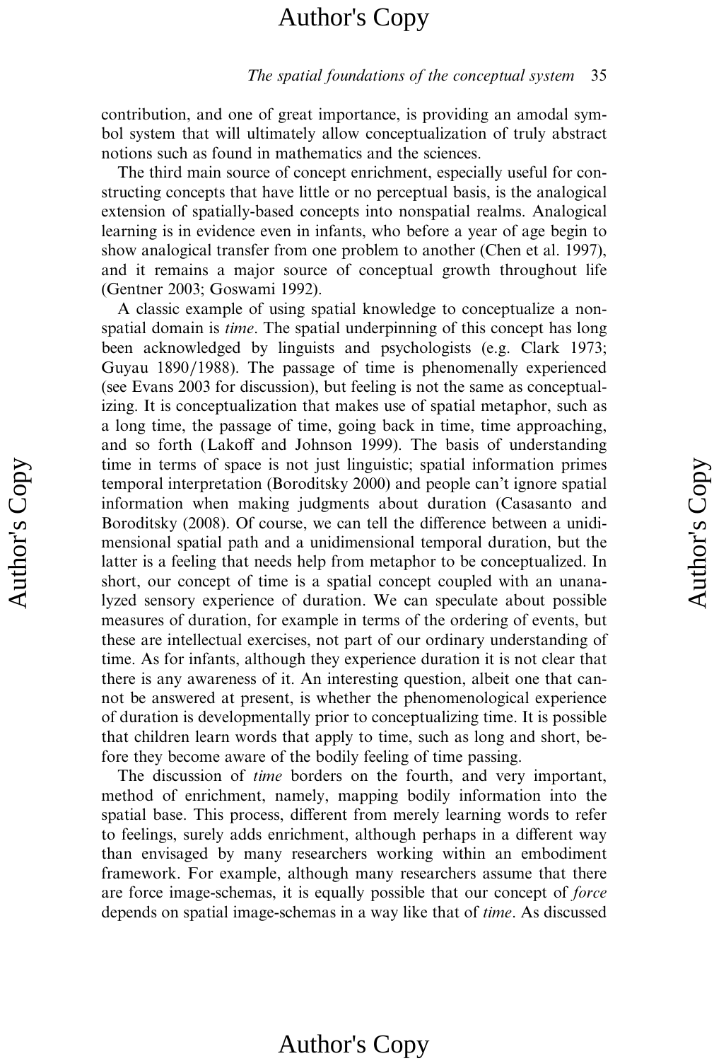contribution, and one of great importance, is providing an amodal symbol system that will ultimately allow conceptualization of truly abstract notions such as found in mathematics and the sciences.

The third main source of concept enrichment, especially useful for constructing concepts that have little or no perceptual basis, is the analogical extension of spatially-based concepts into nonspatial realms. Analogical learning is in evidence even in infants, who before a year of age begin to show analogical transfer from one problem to another (Chen et al. 1997), and it remains a major source of conceptual growth throughout life (Gentner 2003; Goswami 1992).

A classic example of using spatial knowledge to conceptualize a nonspatial domain is *time*. The spatial underpinning of this concept has long been acknowledged by linguists and psychologists (e.g. Clark 1973; Guyau 1890/1988). The passage of time is phenomenally experienced (see Evans 2003 for discussion), but feeling is not the same as conceptualizing. It is conceptualization that makes use of spatial metaphor, such as a long time, the passage of time, going back in time, time approaching, and so forth (Lakoff and Johnson 1999). The basis of understanding time in terms of space is not just linguistic; spatial information primes temporal interpretation (Boroditsky 2000) and people can't ignore spatial information when making judgments about duration (Casasanto and Boroditsky (2008). Of course, we can tell the difference between a unidimensional spatial path and a unidimensional temporal duration, but the latter is a feeling that needs help from metaphor to be conceptualized. In short, our concept of time is a spatial concept coupled with an unanalyzed sensory experience of duration. We can speculate about possible measures of duration, for example in terms of the ordering of events, but these are intellectual exercises, not part of our ordinary understanding of time. As for infants, although they experience duration it is not clear that there is any awareness of it. An interesting question, albeit one that cannot be answered at present, is whether the phenomenological experience of duration is developmentally prior to conceptualizing time. It is possible that children learn words that apply to time, such as long and short, before they become aware of the bodily feeling of time passing.

The discussion of *time* borders on the fourth, and very important, method of enrichment, namely, mapping bodily information into the spatial base. This process, different from merely learning words to refer to feelings, surely adds enrichment, although perhaps in a different way than envisaged by many researchers working within an embodiment framework. For example, although many researchers assume that there are force image-schemas, it is equally possible that our concept of *force* depends on spatial image-schemas in a way like that of *time*. As discussed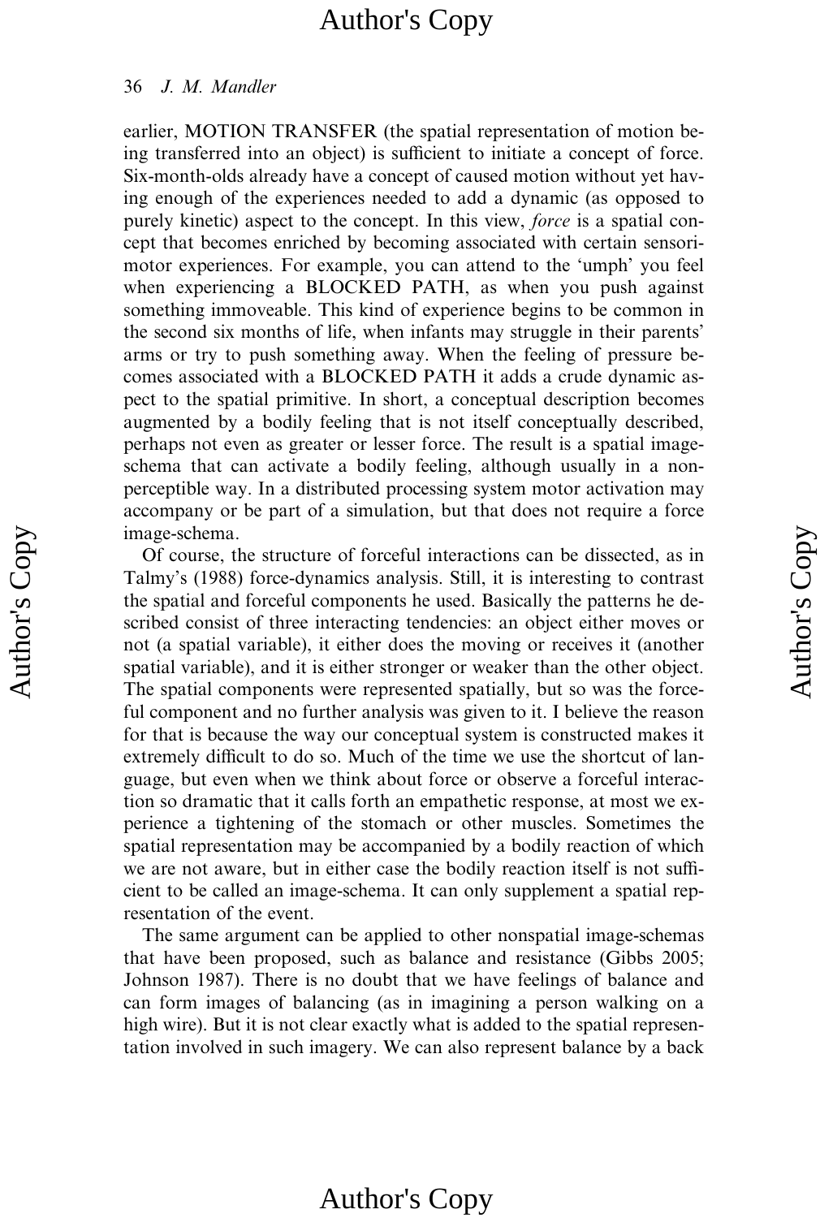earlier, MOTION TRANSFER (the spatial representation of motion being transferred into an object) is sufficient to initiate a concept of force. Six-month-olds already have a concept of caused motion without yet having enough of the experiences needed to add a dynamic (as opposed to purely kinetic) aspect to the concept. In this view, *force* is a spatial concept that becomes enriched by becoming associated with certain sensorimotor experiences. For example, you can attend to the 'umph' you feel when experiencing a BLOCKED PATH, as when you push against something immoveable. This kind of experience begins to be common in the second six months of life, when infants may struggle in their parents' arms or try to push something away. When the feeling of pressure becomes associated with a BLOCKED PATH it adds a crude dynamic aspect to the spatial primitive. In short, a conceptual description becomes augmented by a bodily feeling that is not itself conceptually described, perhaps not even as greater or lesser force. The result is a spatial image-schema that can activate a bodily feeling, although usually in a non-perceptible way. In a distributed processing system motor activation may accompany or be part of a simulation, but that does not require a force image-schema.

Of course, the structure of forceful interactions can be dissected, as in Talmy's (1988) force-dynamics analysis. Still, it is interesting to contrast the spatial and forceful components he used. Basically the patterns he described consist of three interacting tendencies: an object either moves or not (a spatial variable), it either does the moving or receives it (another spatial variable), and it is either stronger or weaker than the other object. The spatial components were represented spatially, but so was the forceful component and no further analysis was given to it. I believe the reason for that is because the way our conceptual system is constructed makes it extremely difficult to do so. Much of the time we use the shortcut of language, but even when we think about force or observe a forceful interaction so dramatic that it calls forth an empathetic response, at most we experience a tightening of the stomach or other muscles. Sometimes the spatial representation may be accompanied by a bodily reaction of which we are not aware, but in either case the bodily reaction itself is not sufficient to be called an image-schema. It can only supplement a spatial representation of the event.

The same argument can be applied to other nonspatial image-schemas that have been proposed, such as balance and resistance (Gibbs 2005; Johnson 1987). There is no doubt that we have feelings of balance and can form images of balancing (as in imagining a person walking on a high wire). But it is not clear exactly what is added to the spatial representation involved in such imagery. We can also represent balance by a back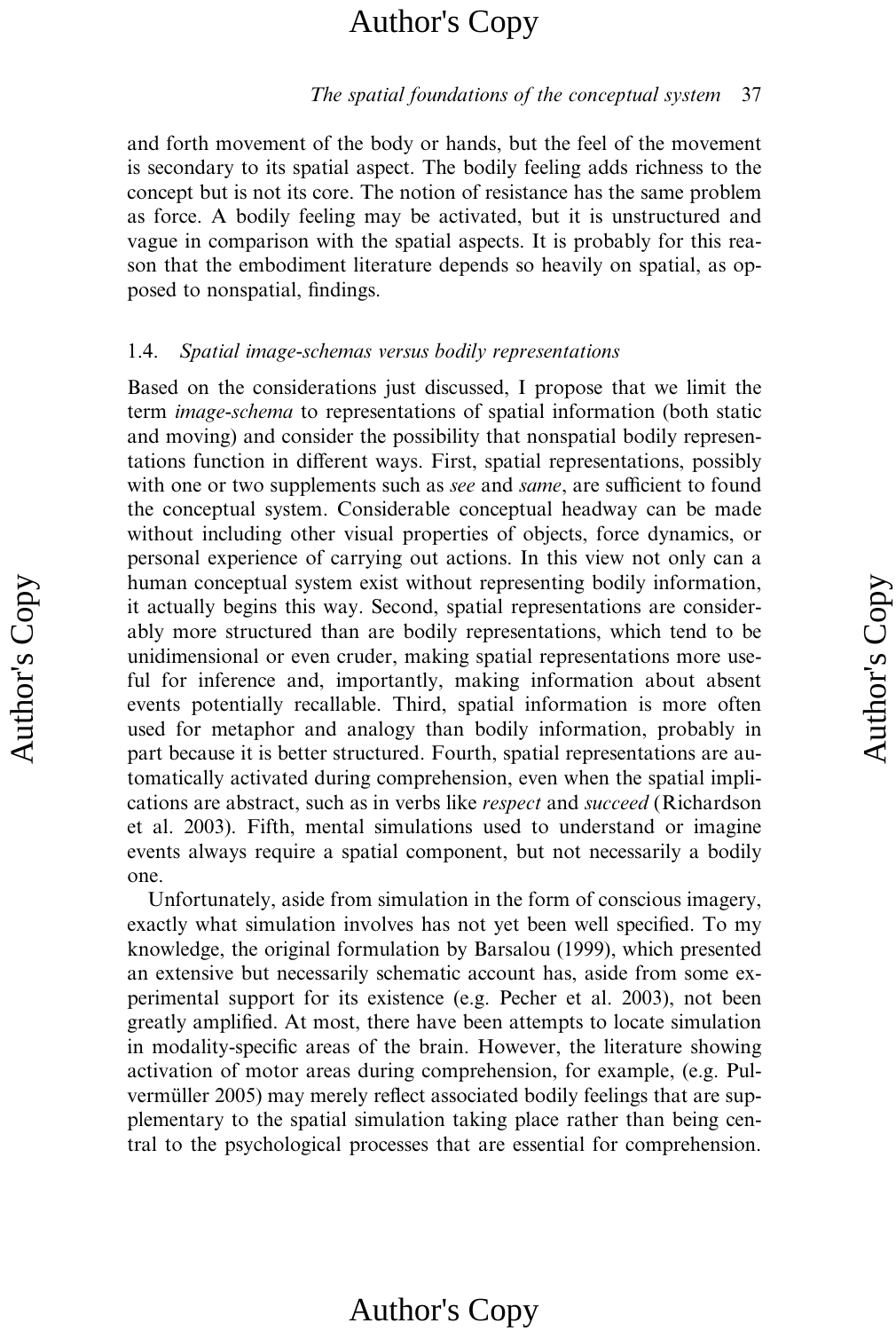and forth movement of the body or hands, but the feel of the movement is secondary to its spatial aspect. The bodily feeling adds richness to the concept but is not its core. The notion of resistance has the same problem as force. A bodily feeling may be activated, but it is unstructured and vague in comparison with the spatial aspects. It is probably for this reason that the embodiment literature depends so heavily on spatial, as opposed to nonspatial, findings.

### 1.4. *Spatial image-schemas versus bodily representations*

Based on the considerations just discussed, I propose that we limit the term *image-schema* to representations of spatial information (both static and moving) and consider the possibility that nonspatial bodily representations function in different ways. First, spatial representations, possibly with one or two supplements such as *see* and *same*, are sufficient to found the conceptual system. Considerable conceptual headway can be made without including other visual properties of objects, force dynamics, or personal experience of carrying out actions. In this view not only can a human conceptual system exist without representing bodily information, it actually begins this way. Second, spatial representations are considerably more structured than are bodily representations, which tend to be unidimensional or even cruder, making spatial representations more useful for inference and, importantly, making information about absent events potentially recallable. Third, spatial information is more often used for metaphor and analogy than bodily information, probably in part because it is better structured. Fourth, spatial representations are automatically activated during comprehension, even when the spatial implications are abstract, such as in verbs like *respect* and *succeed* (Richardson et al. 2003). Fifth, mental simulations used to understand or imagine events always require a spatial component, but not necessarily a bodily one.

Unfortunately, aside from simulation in the form of conscious imagery, exactly what simulation involves has not yet been well specified. To my knowledge, the original formulation by Barsalou (1999), which presented an extensive but necessarily schematic account has, aside from some experimental support for its existence (e.g. Pecher et al. 2003), not been greatly amplified. At most, there have been attempts to locate simulation in modality-specific areas of the brain. However, the literature showing activation of motor areas during comprehension, for example, (e.g. Pulvermüller 2005) may merely reflect associated bodily feelings that are supplementary to the spatial simulation taking place rather than being central to the psychological processes that are essential for comprehension.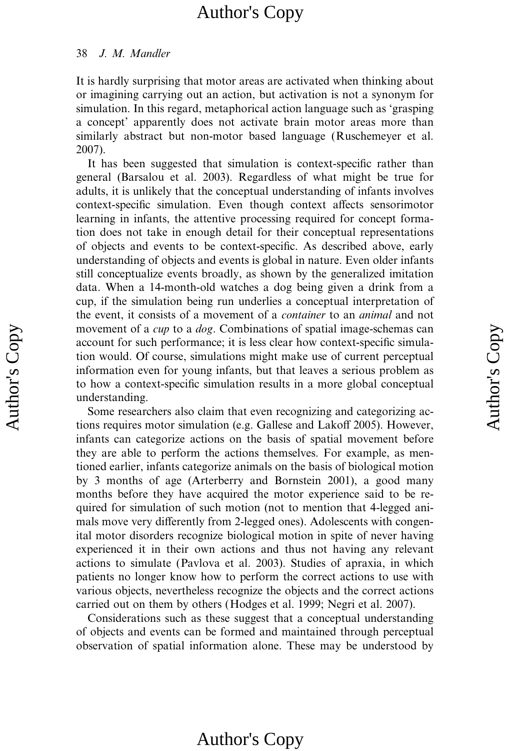It is hardly surprising that motor areas are activated when thinking about or imagining carrying out an action, but activation is not a synonym for simulation. In this regard, metaphorical action language such as 'grasping a concept' apparently does not activate brain motor areas more than similarly abstract but non-motor based language (Ruschemeyer et al. 2007).

It has been suggested that simulation is context-specific rather than general (Barsalou et al. 2003). Regardless of what might be true for adults, it is unlikely that the conceptual understanding of infants involves context-specific simulation. Even though context affects sensorimotor learning in infants, the attentive processing required for concept formation does not take in enough detail for their conceptual representations of objects and events to be context-specific. As described above, early understanding of objects and events is global in nature. Even older infants still conceptualize events broadly, as shown by the generalized imitation data. When a 14-month-old watches a dog being given a drink from a cup, if the simulation being run underlies a conceptual interpretation of the event, it consists of a movement of a *container* to an *animal* and not movement of a *cup* to a *dog*. Combinations of spatial image-schemas can account for such performance; it is less clear how context-specific simulation would. Of course, simulations might make use of current perceptual information even for young infants, but that leaves a serious problem as to how a context-specific simulation results in a more global conceptual understanding.

Some researchers also claim that even recognizing and categorizing actions requires motor simulation (e.g. Gallese and Lakoff 2005). However, infants can categorize actions on the basis of spatial movement before they are able to perform the actions themselves. For example, as mentioned earlier, infants categorize animals on the basis of biological motion by 3 months of age (Arterberry and Bornstein 2001), a good many months before they have acquired the motor experience said to be required for simulation of such motion (not to mention that 4-legged animals move very differently from 2-legged ones). Adolescents with congenital motor disorders recognize biological motion in spite of never having experienced it in their own actions and thus not having any relevant actions to simulate (Pavlova et al. 2003). Studies of apraxia, in which patients no longer know how to perform the correct actions to use with various objects, nevertheless recognize the objects and the correct actions carried out on them by others (Hodges et al. 1999; Negri et al. 2007).

Considerations such as these suggest that a conceptual understanding of objects and events can be formed and maintained through perceptual observation of spatial information alone. These may be understood by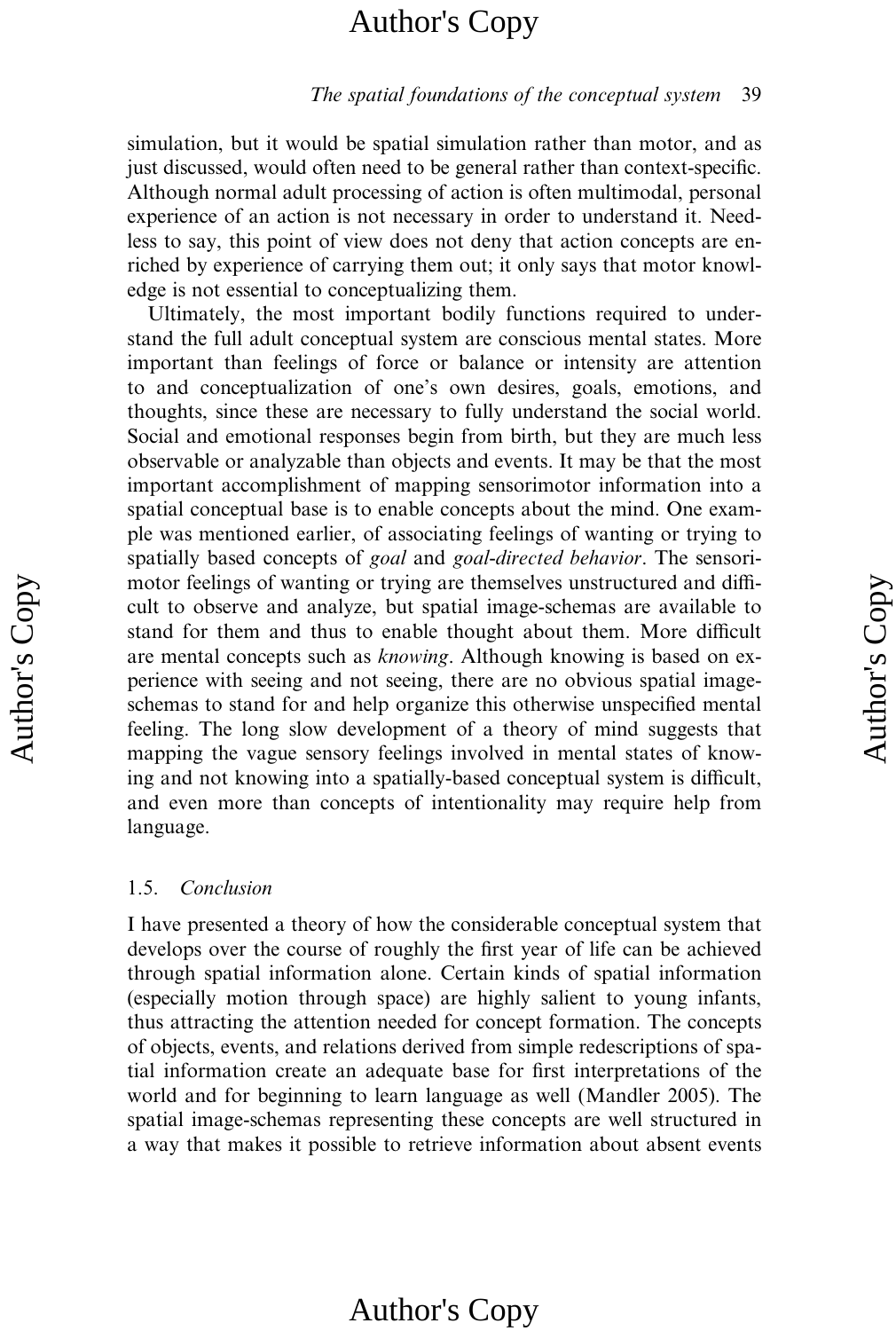simulation, but it would be spatial simulation rather than motor, and as just discussed, would often need to be general rather than context-specific. Although normal adult processing of action is often multimodal, personal experience of an action is not necessary in order to understand it. Needless to say, this point of view does not deny that action concepts are enriched by experience of carrying them out; it only says that motor knowledge is not essential to conceptualizing them.

Ultimately, the most important bodily functions required to understand the full adult conceptual system are conscious mental states. More important than feelings of force or balance or intensity are attention to and conceptualization of one's own desires, goals, emotions, and thoughts, since these are necessary to fully understand the social world. Social and emotional responses begin from birth, but they are much less observable or analyzable than objects and events. It may be that the most important accomplishment of mapping sensorimotor information into a spatial conceptual base is to enable concepts about the mind. One example was mentioned earlier, of associating feelings of wanting or trying to spatially based concepts of *goal* and *goal-directed behavior*. The sensorimotor feelings of wanting or trying are themselves unstructured and difficult to observe and analyze, but spatial image-schemas are available to stand for them and thus to enable thought about them. More difficult are mental concepts such as *knowing*. Although knowing is based on experience with seeing and not seeing, there are no obvious spatial image-schemas to stand for and help organize this otherwise unspecified mental feeling. The long slow development of a theory of mind suggests that mapping the vague sensory feelings involved in mental states of knowing and not knowing into a spatially-based conceptual system is difficult, and even more than concepts of intentionality may require help from language.

## 1.5. *Conclusion*

I have presented a theory of how the considerable conceptual system that develops over the course of roughly the first year of life can be achieved through spatial information alone. Certain kinds of spatial information (especially motion through space) are highly salient to young infants, thus attracting the attention needed for concept formation. The concepts of objects, events, and relations derived from simple redescriptions of spatial information create an adequate base for first interpretations of the world and for beginning to learn language as well (Mandler 2005). The spatial image-schemas representing these concepts are well structured in a way that makes it possible to retrieve information about absent events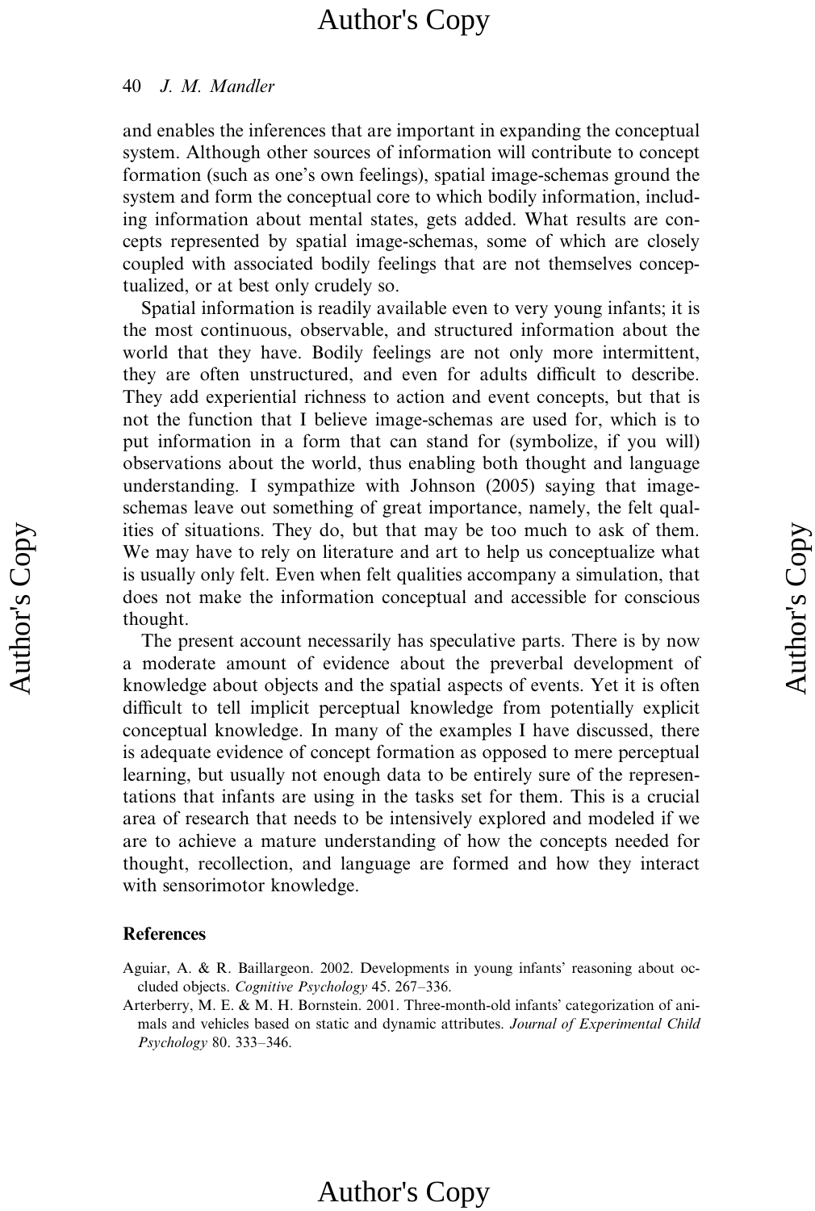and enables the inferences that are important in expanding the conceptual system. Although other sources of information will contribute to concept formation (such as one's own feelings), spatial image-schemas ground the system and form the conceptual core to which bodily information, including information about mental states, gets added. What results are concepts represented by spatial image-schemas, some of which are closely coupled with associated bodily feelings that are not themselves conceptualized, or at best only crudely so.

Spatial information is readily available even to very young infants; it is the most continuous, observable, and structured information about the world that they have. Bodily feelings are not only more intermittent, they are often unstructured, and even for adults difficult to describe. They add experiential richness to action and event concepts, but that is not the function that I believe image-schemas are used for, which is to put information in a form that can stand for (symbolize, if you will) observations about the world, thus enabling both thought and language understanding. I sympathize with Johnson (2005) saying that image-schemas leave out something of great importance, namely, the felt qualities of situations. They do, but that may be too much to ask of them. We may have to rely on literature and art to help us conceptualize what is usually only felt. Even when felt qualities accompany a simulation, that does not make the information conceptual and accessible for conscious thought.

The present account necessarily has speculative parts. There is by now a moderate amount of evidence about the preverbal development of knowledge about objects and the spatial aspects of events. Yet it is often difficult to tell implicit perceptual knowledge from potentially explicit conceptual knowledge. In many of the examples I have discussed, there is adequate evidence of concept formation as opposed to mere perceptual learning, but usually not enough data to be entirely sure of the representations that infants are using in the tasks set for them. This is a crucial area of research that needs to be intensively explored and modeled if we are to achieve a mature understanding of how the concepts needed for thought, recollection, and language are formed and how they interact with sensorimotor knowledge.

## References

Aguiar, A. & R. Baillargeon. 2002. Developments in young infants' reasoning about occluded objects. *Cognitive Psychology* 45. 267–336.

Arterberry, M. E. & M. H. Bornstein. 2001. Three-month-old infants' categorization of animals and vehicles based on static and dynamic attributes. *Journal of Experimental Child Psychology* 80. 333–346.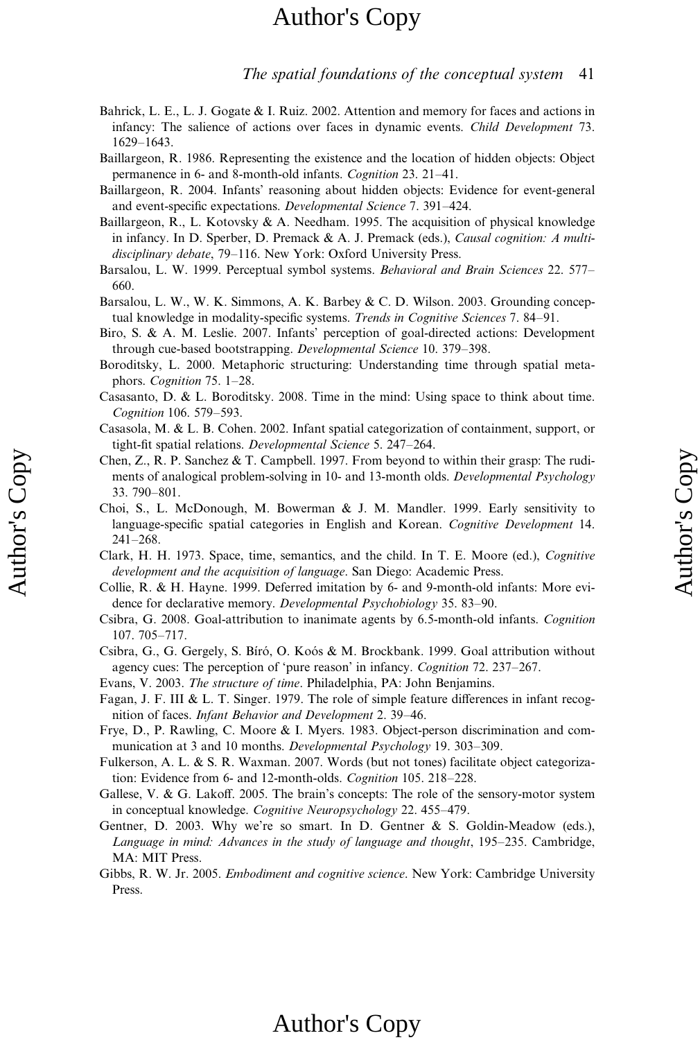Bahrick, L. E., L. J. Gogate & I. Ruiz. 2002. Attention and memory for faces and actions in infancy: The salience of actions over faces in dynamic events. *Child Development* 73. 1629–1643.

Baillargeon, R. 1986. Representing the existence and the location of hidden objects: Object permanence in 6- and 8-month-old infants. *Cognition* 23. 21–41.

Baillargeon, R. 2004. Infants' reasoning about hidden objects: Evidence for event-general and event-specific expectations. *Developmental Science* 7. 391–424.

Baillargeon, R., L. Kotovsky & A. Needham. 1995. The acquisition of physical knowledge in infancy. In D. Sperber, D. Premack & A. J. Premack (eds.), *Causal cognition: A multi-disciplinary debate*, 79–116. New York: Oxford University Press.

Barsalou, L. W. 1999. Perceptual symbol systems. *Behavioral and Brain Sciences* 22. 577–660.

Barsalou, L. W., W. K. Simmons, A. K. Barbey & C. D. Wilson. 2003. Grounding conceptual knowledge in modality-specific systems. *Trends in Cognitive Sciences* 7. 84–91.

Biro, S. & A. M. Leslie. 2007. Infants' perception of goal-directed actions: Development through cue-based bootstrapping. *Developmental Science* 10. 379–398.

Boroditsky, L. 2000. Metaphoric structuring: Understanding time through spatial metaphors. *Cognition* 75. 1–28.

Casasanto, D. & L. Boroditsky. 2008. Time in the mind: Using space to think about time. *Cognition* 106. 579–593.

Casasola, M. & L. B. Cohen. 2002. Infant spatial categorization of containment, support, or tight-fit spatial relations. *Developmental Science* 5. 247–264.

Chen, Z., R. P. Sanchez & T. Campbell. 1997. From beyond to within their grasp: The rudiments of analogical problem-solving in 10- and 13-month olds. *Developmental Psychology* 33. 790–801.

Choi, S., L. McDonough, M. Bowerman & J. M. Mandler. 1999. Early sensitivity to language-specific spatial categories in English and Korean. *Cognitive Development* 14. 241–268.

Clark, H. H. 1973. Space, time, semantics, and the child. In T. E. Moore (ed.), *Cognitive development and the acquisition of language*. San Diego: Academic Press.

Collie, R. & H. Hayne. 1999. Deferred imitation by 6- and 9-month-old infants: More evidence for declarative memory. *Developmental Psychobiology* 35. 83–90.

Csibra, G. 2008. Goal-attribution to inanimate agents by 6.5-month-old infants. *Cognition* 107. 705–717.

Csibra, G., G. Gergely, S. Bíró, O. Koós & M. Brockbank. 1999. Goal attribution without agency cues: The perception of 'pure reason' in infancy. *Cognition* 72. 237–267.

Evans, V. 2003. *The structure of time*. Philadelphia, PA: John Benjamins.

Fagan, J. F. III & L. T. Singer. 1979. The role of simple feature differences in infant recognition of faces. *Infant Behavior and Development* 2. 39–46.

Frye, D., P. Rawling, C. Moore & I. Myers. 1983. Object-person discrimination and communication at 3 and 10 months. *Developmental Psychology* 19. 303–309.

Fulkerson, A. L. & S. R. Waxman. 2007. Words (but not tones) facilitate object categorization: Evidence from 6- and 12-month-olds. *Cognition* 105. 218–228.

Gallese, V. & G. Lakoff. 2005. The brain's concepts: The role of the sensory-motor system in conceptual knowledge. *Cognitive Neuropsychology* 22. 455–479.

Gentner, D. 2003. Why we're so smart. In D. Gentner & S. Goldin-Meadow (eds.), *Language in mind: Advances in the study of language and thought*, 195–235. Cambridge, MA: MIT Press.

Gibbs, R. W. Jr. 2005. *Embodiment and cognitive science*. New York: Cambridge University Press.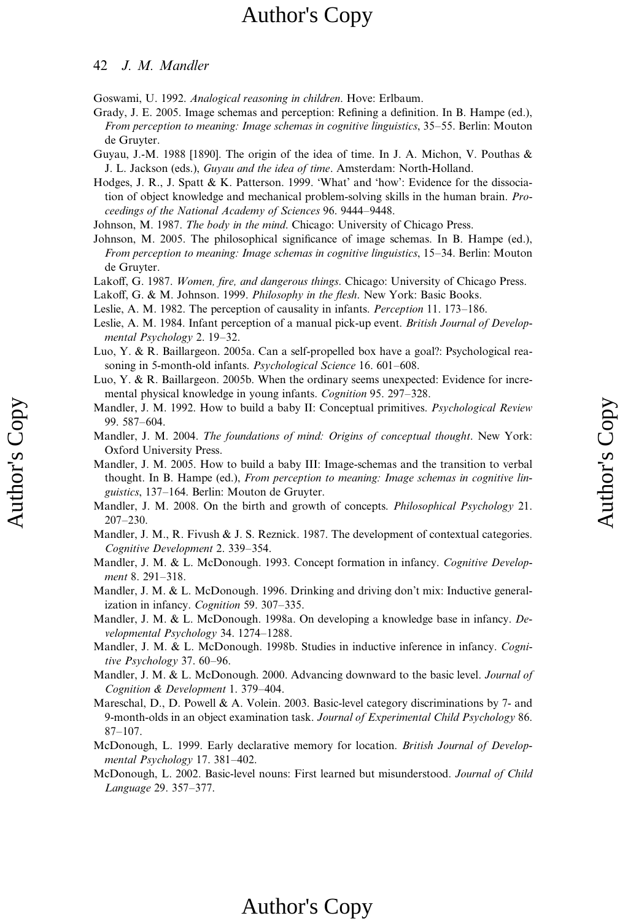Goswami, U. 1992. *Analogical reasoning in children*. Hove: Erlbaum.

Grady, J. E. 2005. Image schemas and perception: Refining a definition. In B. Hampe (ed.), *From perception to meaning: Image schemas in cognitive linguistics*, 35–55. Berlin: Mouton de Gruyter.

Guyau, J.-M. 1988 [1890]. The origin of the idea of time. In J. A. Michon, V. Pouthas & J. L. Jackson (eds.), *Guyau and the idea of time*. Amsterdam: North-Holland.

Hodges, J. R., J. Spatt & K. Patterson. 1999. 'What' and 'how': Evidence for the dissociation of object knowledge and mechanical problem-solving skills in the human brain. *Proceedings of the National Academy of Sciences* 96. 9444–9448.

Johnson, M. 1987. *The body in the mind*. Chicago: University of Chicago Press.

Johnson, M. 2005. The philosophical significance of image schemas. In B. Hampe (ed.), *From perception to meaning: Image schemas in cognitive linguistics*, 15–34. Berlin: Mouton de Gruyter.

Lakoff, G. 1987. *Women, fire, and dangerous things*. Chicago: University of Chicago Press.

Lakoff, G. & M. Johnson. 1999. *Philosophy in the flesh*. New York: Basic Books.

Leslie, A. M. 1982. The perception of causality in infants. *Perception* 11. 173–186.

Leslie, A. M. 1984. Infant perception of a manual pick-up event. *British Journal of Developmental Psychology* 2. 19–32.

Luo, Y. & R. Baillargeon. 2005a. Can a self-propelled box have a goal?: Psychological reasoning in 5-month-old infants. *Psychological Science* 16. 601–608.

Luo, Y. & R. Baillargeon. 2005b. When the ordinary seems unexpected: Evidence for incremental physical knowledge in young infants. *Cognition* 95. 297–328.

Mandler, J. M. 1992. How to build a baby II: Conceptual primitives. *Psychological Review* 99. 587–604.

Mandler, J. M. 2004. *The foundations of mind: Origins of conceptual thought*. New York: Oxford University Press.

Mandler, J. M. 2005. How to build a baby III: Image-schemas and the transition to verbal thought. In B. Hampe (ed.), *From perception to meaning: Image schemas in cognitive linguistics*, 137–164. Berlin: Mouton de Gruyter.

Mandler, J. M. 2008. On the birth and growth of concepts. *Philosophical Psychology* 21. 207–230.

Mandler, J. M., R. Fivush & J. S. Reznick. 1987. The development of contextual categories. *Cognitive Development* 2. 339–354.

Mandler, J. M. & L. McDonough. 1993. Concept formation in infancy. *Cognitive Development* 8. 291–318.

Mandler, J. M. & L. McDonough. 1996. Drinking and driving don't mix: Inductive generalization in infancy. *Cognition* 59. 307–335.

Mandler, J. M. & L. McDonough. 1998a. On developing a knowledge base in infancy. *Developmental Psychology* 34. 1274–1288.

Mandler, J. M. & L. McDonough. 1998b. Studies in inductive inference in infancy. *Cognitive Psychology* 37. 60–96.

Mandler, J. M. & L. McDonough. 2000. Advancing downward to the basic level. *Journal of Cognition & Development* 1. 379–404.

Mareschal, D., D. Powell & A. Volein. 2003. Basic-level category discriminations by 7- and 9-month-olds in an object examination task. *Journal of Experimental Child Psychology* 86. 87–107.

McDonough, L. 1999. Early declarative memory for location. *British Journal of Developmental Psychology* 17. 381–402.

McDonough, L. 2002. Basic-level nouns: First learned but misunderstood. *Journal of Child Language* 29. 357–377.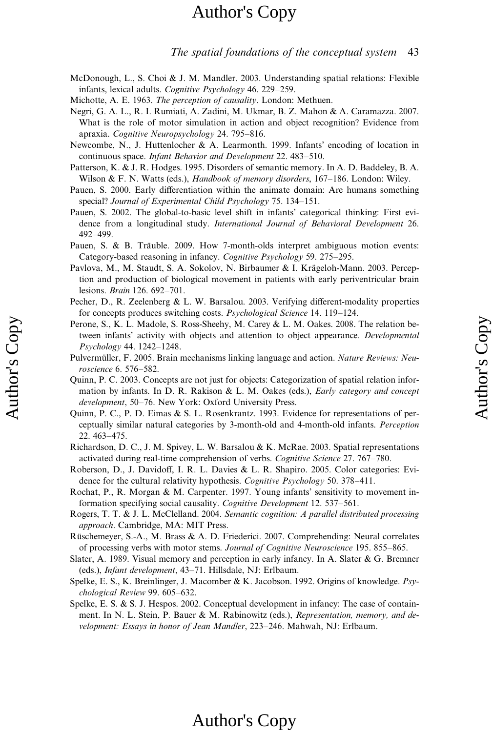McDonough, L., S. Choi & J. M. Mandler. 2003. Understanding spatial relations: Flexible infants, lexical adults. *Cognitive Psychology* 46. 229–259.

Michotte, A. E. 1963. *The perception of causality*. London: Methuen.

Negri, G. A. L., R. I. Rumiati, A. Zadini, M. Ukmar, B. Z. Mahon & A. Caramazza. 2007. What is the role of motor simulation in action and object recognition? Evidence from apraxia. *Cognitive Neuropsychology* 24. 795–816.

Newcombe, N., J. Huttenlocher & A. Learmonth. 1999. Infants' encoding of location in continuous space. *Infant Behavior and Development* 22. 483–510.

Patterson, K. & J. R. Hodges. 1995. Disorders of semantic memory. In A. D. Baddeley, B. A. Wilson & F. N. Watts (eds.), *Handbook of memory disorders*, 167–186. London: Wiley.

Pauen, S. 2000. Early differentiation within the animate domain: Are humans something special? *Journal of Experimental Child Psychology* 75. 134–151.

Pauen, S. 2002. The global-to-basic level shift in infants' categorical thinking: First evidence from a longitudinal study. *International Journal of Behavioral Development* 26. 492–499.

Pauen, S. & B. Träuble. 2009. How 7-month-olds interpret ambiguous motion events: Category-based reasoning in infancy. *Cognitive Psychology* 59. 275–295.

Pavlova, M., M. Staudt, S. A. Sokolov, N. Birbaumer & I. Krägeloh-Mann. 2003. Perception and production of biological movement in patients with early periventricular brain lesions. *Brain* 126. 692–701.

Pecher, D., R. Zeelenberg & L. W. Barsalou. 2003. Verifying different-modality properties for concepts produces switching costs. *Psychological Science* 14. 119–124.

Perone, S., K. L. Madole, S. Ross-Sheehy, M. Carey & L. M. Oakes. 2008. The relation between infants' activity with objects and attention to object appearance. *Developmental Psychology* 44. 1242–1248.

Pulvermüller, F. 2005. Brain mechanisms linking language and action. *Nature Reviews: Neuroscience* 6. 576–582.

Quinn, P. C. 2003. Concepts are not just for objects: Categorization of spatial relation information by infants. In D. R. Rakison & L. M. Oakes (eds.), *Early category and concept development*, 50–76. New York: Oxford University Press.

Quinn, P. C., P. D. Eimas & S. L. Rosenkrantz. 1993. Evidence for representations of perceptually similar natural categories by 3-month-old and 4-month-old infants. *Perception* 22. 463–475.

Richardson, D. C., J. M. Spivey, L. W. Barsalou & K. McRae. 2003. Spatial representations activated during real-time comprehension of verbs. *Cognitive Science* 27. 767–780.

Roberson, D., J. Davidoff, I. R. L. Davies & L. R. Shapiro. 2005. Color categories: Evidence for the cultural relativity hypothesis. *Cognitive Psychology* 50. 378–411.

Rochat, P., R. Morgan & M. Carpenter. 1997. Young infants' sensitivity to movement information specifying social causality. *Cognitive Development* 12. 537–561.

Rogers, T. T. & J. L. McClelland. 2004. *Semantic cognition: A parallel distributed processing approach*. Cambridge, MA: MIT Press.

Rüschemeyer, S.-A., M. Brass & A. D. Friederici. 2007. Comprehending: Neural correlates of processing verbs with motor stems. *Journal of Cognitive Neuroscience* 195. 855–865.

Slater, A. 1989. Visual memory and perception in early infancy. In A. Slater & G. Bremner (eds.), *Infant development*, 43–71. Hillsdale, NJ: Erlbaum.

Spelke, E. S., K. Breinlinger, J. Macomber & K. Jacobson. 1992. Origins of knowledge. *Psychological Review* 99. 605–632.

Spelke, E. S. & S. J. Hespos. 2002. Conceptual development in infancy: The case of containment. In N. L. Stein, P. Bauer & M. Rabinowitz (eds.), *Representation, memory, and development: Essays in honor of Jean Mandler*, 223–246. Mahwah, NJ: Erlbaum.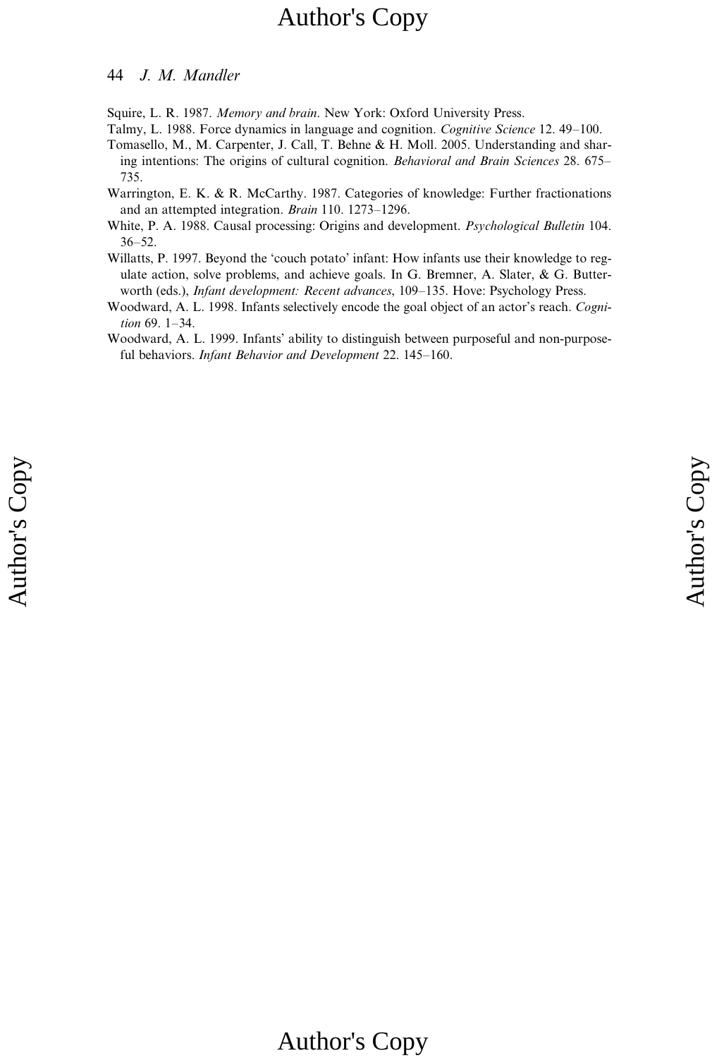Squire, L. R. 1987. *Memory and brain*. New York: Oxford University Press.

Talmy, L. 1988. Force dynamics in language and cognition. *Cognitive Science* 12. 49–100.

Tomasello, M., M. Carpenter, J. Call, T. Behne & H. Moll. 2005. Understanding and sharing intentions: The origins of cultural cognition. *Behavioral and Brain Sciences* 28. 675–735.

Warrington, E. K. & R. McCarthy. 1987. Categories of knowledge: Further fractionations and an attempted integration. *Brain* 110. 1273–1296.

White, P. A. 1988. Causal processing: Origins and development. *Psychological Bulletin* 104. 36–52.

Willatts, P. 1997. Beyond the 'couch potato' infant: How infants use their knowledge to regulate action, solve problems, and achieve goals. In G. Bremner, A. Slater, & G. Butterworth (eds.), *Infant development: Recent advances*, 109–135. Hove: Psychology Press.

Woodward, A. L. 1998. Infants selectively encode the goal object of an actor's reach. *Cognition* 69. 1–34.

Woodward, A. L. 1999. Infants' ability to distinguish between purposeful and non-purposeful behaviors. *Infant Behavior and Development* 22. 145–160.